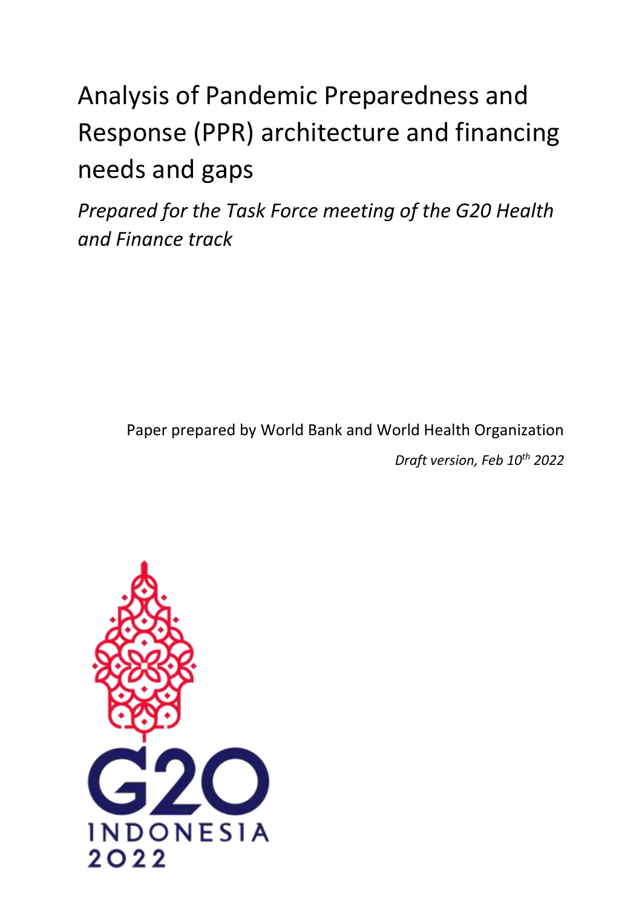# Analysis of Pandemic Preparedness and Response (PPR) architecture and financing needs and gaps

*Prepared for the Task Force meeting of the G20 Health and Finance track*

Paper prepared by World Bank and World Health Organization

*Draft version, Feb 10th 2022*

G20
INDONESIA
2022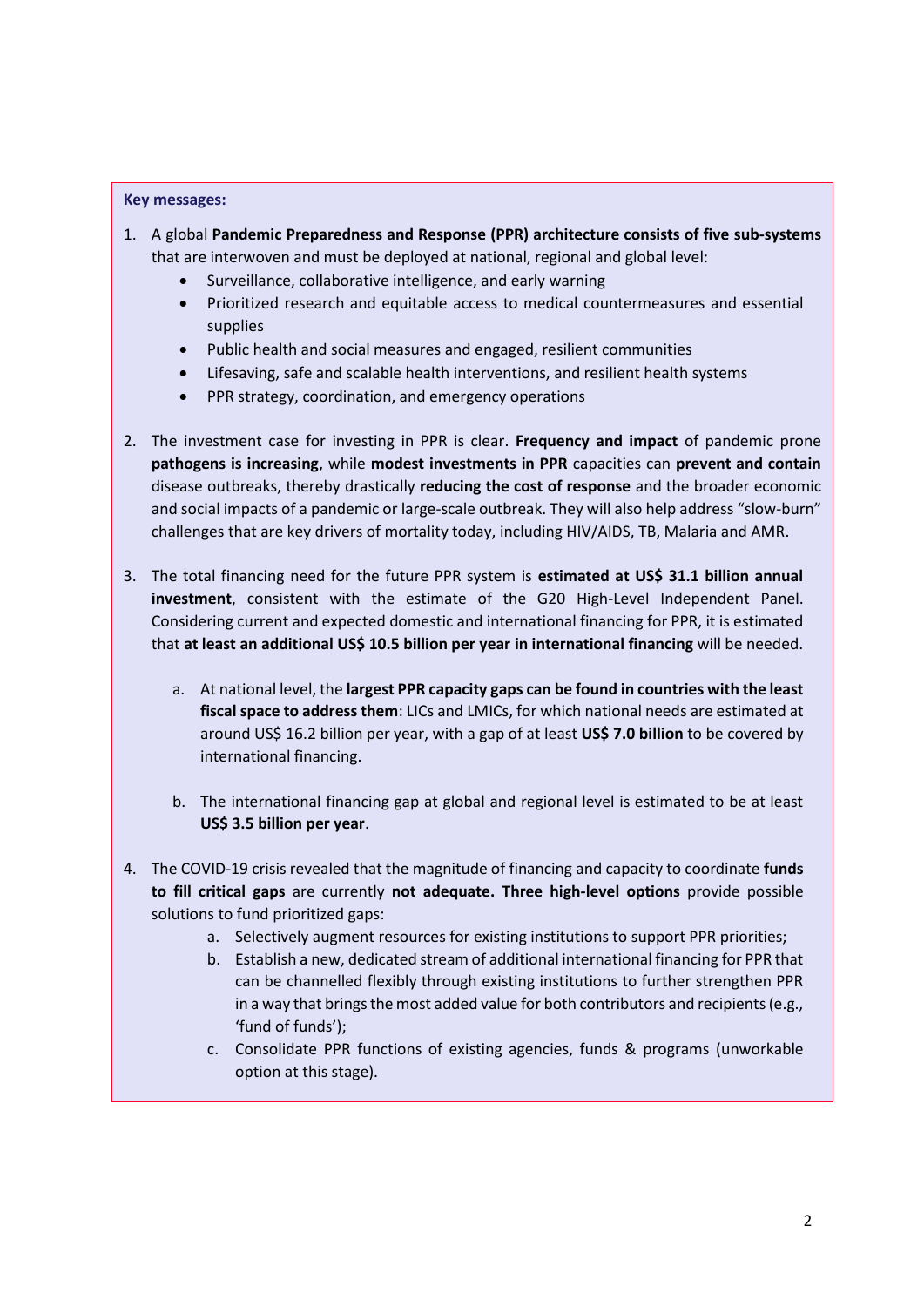**Key messages:**

1. A global **Pandemic Preparedness and Response (PPR) architecture consists of five sub-systems** that are interwoven and must be deployed at national, regional and global level:
   - Surveillance, collaborative intelligence, and early warning
   - Prioritized research and equitable access to medical countermeasures and essential supplies
   - Public health and social measures and engaged, resilient communities
   - Lifesaving, safe and scalable health interventions, and resilient health systems
   - PPR strategy, coordination, and emergency operations

2. The investment case for investing in PPR is clear. **Frequency and impact** of pandemic prone **pathogens is increasing**, while **modest investments in PPR** capacities can **prevent and contain** disease outbreaks, thereby drastically **reducing the cost of response** and the broader economic and social impacts of a pandemic or large-scale outbreak. They will also help address "slow-burn" challenges that are key drivers of mortality today, including HIV/AIDS, TB, Malaria and AMR.

3. The total financing need for the future PPR system is **estimated at US$ 31.1 billion annual investment**, consistent with the estimate of the G20 High-Level Independent Panel. Considering current and expected domestic and international financing for PPR, it is estimated that **at least an additional US$ 10.5 billion per year in international financing** will be needed.

   a. At national level, the **largest PPR capacity gaps can be found in countries with the least fiscal space to address them**: LICs and LMICs, for which national needs are estimated at around US$ 16.2 billion per year, with a gap of at least **US$ 7.0 billion** to be covered by international financing.

   b. The international financing gap at global and regional level is estimated to be at least **US$ 3.5 billion per year**.

4. The COVID-19 crisis revealed that the magnitude of financing and capacity to coordinate **funds to fill critical gaps** are currently **not adequate. Three high-level options** provide possible solutions to fund prioritized gaps:
   a. Selectively augment resources for existing institutions to support PPR priorities;
   b. Establish a new, dedicated stream of additional international financing for PPR that can be channelled flexibly through existing institutions to further strengthen PPR in a way that brings the most added value for both contributors and recipients (e.g., 'fund of funds');
   c. Consolidate PPR functions of existing agencies, funds & programs (unworkable option at this stage).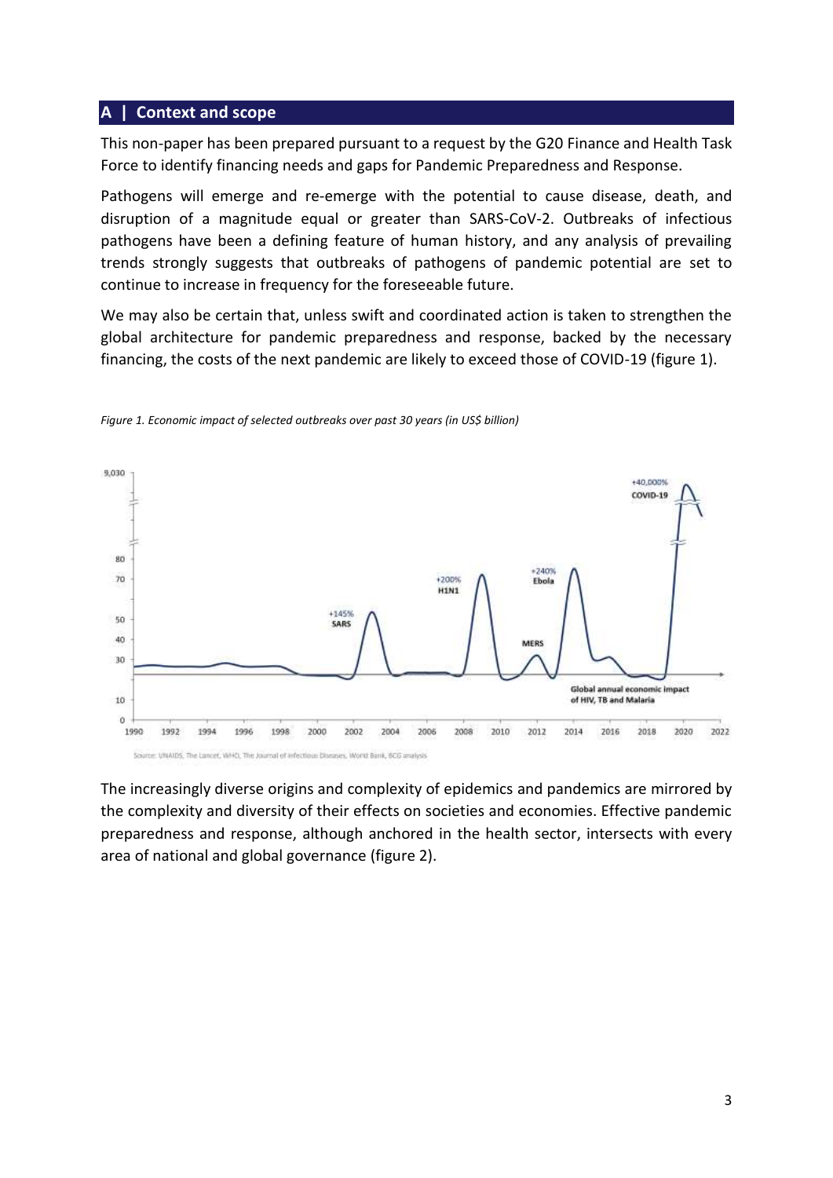## A | Context and scope

This non-paper has been prepared pursuant to a request by the G20 Finance and Health Task Force to identify financing needs and gaps for Pandemic Preparedness and Response.

Pathogens will emerge and re-emerge with the potential to cause disease, death, and disruption of a magnitude equal or greater than SARS-CoV-2. Outbreaks of infectious pathogens have been a defining feature of human history, and any analysis of prevailing trends strongly suggests that outbreaks of pathogens of pandemic potential are set to continue to increase in frequency for the foreseeable future.

We may also be certain that, unless swift and coordinated action is taken to strengthen the global architecture for pandemic preparedness and response, backed by the necessary financing, the costs of the next pandemic are likely to exceed those of COVID-19 (figure 1).

*Figure 1. Economic impact of selected outbreaks over past 30 years (in US$ billion)*

9,030
80
70
50
40
30
10
0

+145%
SARS

+200%
H1N1

MERS

+240%
Ebola

+40,000%
COVID-19

Global annual economic impact of HIV, TB and Malaria

1990 1992 1994 1996 1998 2000 2002 2004 2006 2008 2010 2012 2014 2016 2018 2020 2022

Source: UNAIDS, The Lancet, WHO, The Journal of Infectious Diseases, World Bank, BCG analysis

The increasingly diverse origins and complexity of epidemics and pandemics are mirrored by the complexity and diversity of their effects on societies and economies. Effective pandemic preparedness and response, although anchored in the health sector, intersects with every area of national and global governance (figure 2).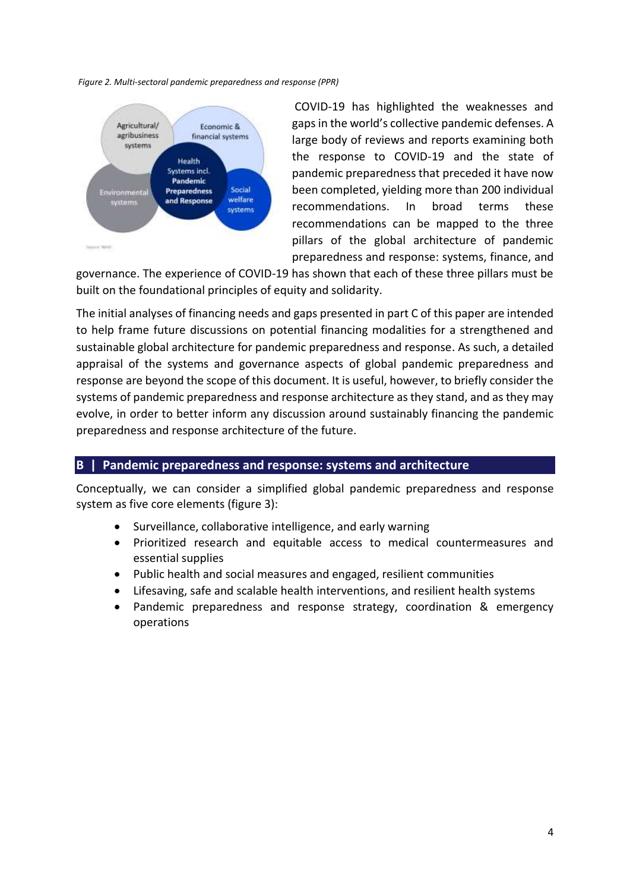*Figure 2. Multi-sectoral pandemic preparedness and response (PPR)*

Agricultural/ agribusiness systems

Economic & financial systems

Health Systems incl. Pandemic Preparedness and Response

Environmental systems

Social welfare systems

Source: WHO

COVID-19 has highlighted the weaknesses and gaps in the world's collective pandemic defenses. A large body of reviews and reports examining both the response to COVID-19 and the state of pandemic preparedness that preceded it have now been completed, yielding more than 200 individual recommendations. In broad terms these recommendations can be mapped to the three pillars of the global architecture of pandemic preparedness and response: systems, finance, and governance. The experience of COVID-19 has shown that each of these three pillars must be built on the foundational principles of equity and solidarity.

The initial analyses of financing needs and gaps presented in part C of this paper are intended to help frame future discussions on potential financing modalities for a strengthened and sustainable global architecture for pandemic preparedness and response. As such, a detailed appraisal of the systems and governance aspects of global pandemic preparedness and response are beyond the scope of this document. It is useful, however, to briefly consider the systems of pandemic preparedness and response architecture as they stand, and as they may evolve, in order to better inform any discussion around sustainably financing the pandemic preparedness and response architecture of the future.

## B | Pandemic preparedness and response: systems and architecture

Conceptually, we can consider a simplified global pandemic preparedness and response system as five core elements (figure 3):

- Surveillance, collaborative intelligence, and early warning
- Prioritized research and equitable access to medical countermeasures and essential supplies
- Public health and social measures and engaged, resilient communities
- Lifesaving, safe and scalable health interventions, and resilient health systems
- Pandemic preparedness and response strategy, coordination & emergency operations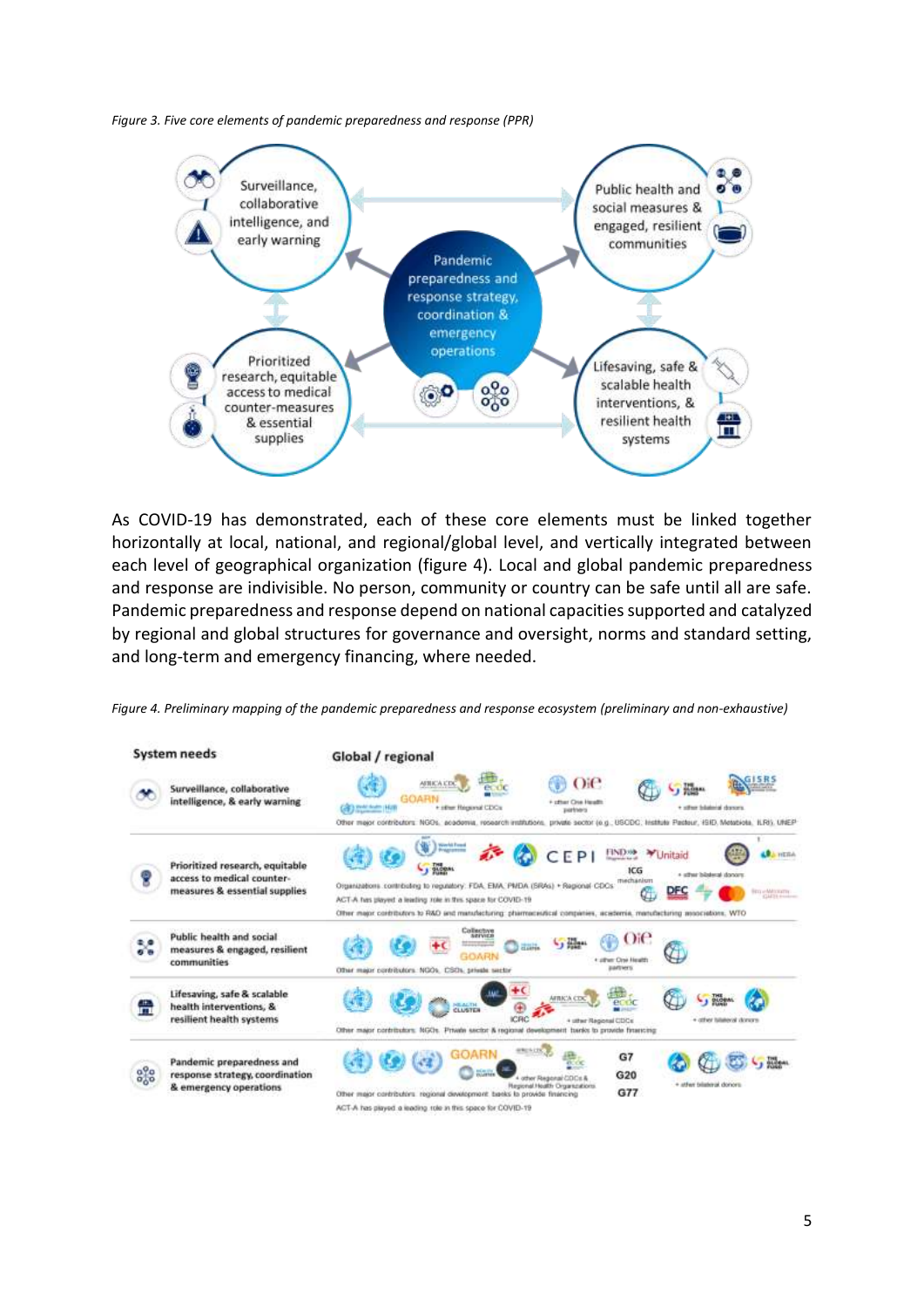*Figure 3. Five core elements of pandemic preparedness and response (PPR)*

Surveillance, collaborative intelligence, and early warning

Public health and social measures & engaged, resilient communities

Pandemic preparedness and response strategy, coordination & emergency operations

Prioritized research, equitable access to medical counter-measures & essential supplies

Lifesaving, safe & scalable health interventions, & resilient health systems

As COVID-19 has demonstrated, each of these core elements must be linked together horizontally at local, national, and regional/global level, and vertically integrated between each level of geographical organization (figure 4). Local and global pandemic preparedness and response are indivisible. No person, community or country can be safe until all are safe. Pandemic preparedness and response depend on national capacities supported and catalyzed by regional and global structures for governance and oversight, norms and standard setting, and long-term and emergency financing, where needed.

*Figure 4. Preliminary mapping of the pandemic preparedness and response ecosystem (preliminary and non-exhaustive)*

System needs

Global / regional

Surveillance, collaborative intelligence, & early warning

GOARN + other Regional CDCs + other One Health partners + other bilateral donors

Other major contributors: NGOs, academia, research institutions, private sector (e.g., USCDC, Institute Pasteur, ISID, Metabiota, ILRI), UNEP

Prioritized research, equitable access to medical counter-measures & essential supplies

CEPI FIND Unitaid ICG mechanism + other bilateral donors DFC

Organizations contributing to regulatory: FDA, EMA, PMDA (SRAs) + Regional CDCs

ACT-A has played a leading role in this space for COVID-19

Other major contributors to R&D and manufacturing: pharmaceutical companies, academia, manufacturing associations, WTO

Public health and social measures & engaged, resilient communities

Collective service GOARN + other One Health partners

Other major contributors: NGOs, CSOs, private sector

Lifesaving, safe & scalable health interventions, & resilient health systems

Health Cluster ICRC + other Regional CDCs + other bilateral donors

Other major contributors: NGOs, Private sector & regional development banks to provide financing

Pandemic preparedness and response strategy, coordination & emergency operations

GOARN + other Regional CDCs & Regional Health Organizations G7 G20 G77 + other bilateral donors

Other major contributors: regional development banks to provide financing

ACT-A has played a leading role in this space for COVID-19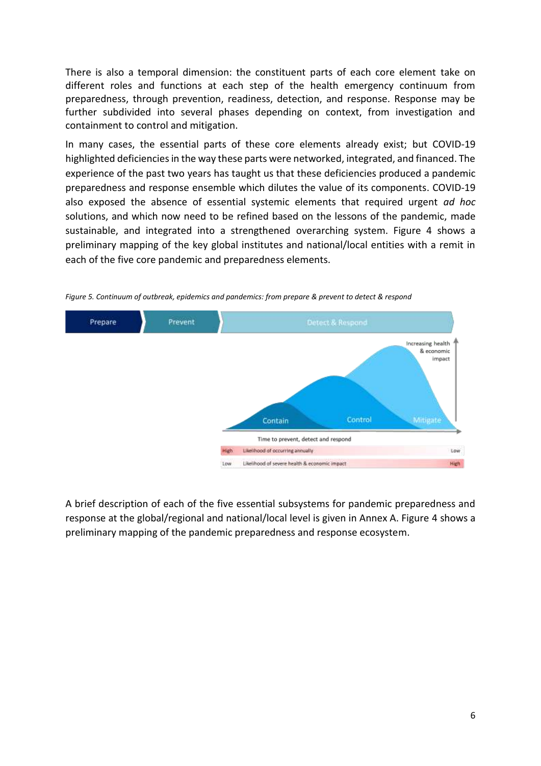There is also a temporal dimension: the constituent parts of each core element take on different roles and functions at each step of the health emergency continuum from preparedness, through prevention, readiness, detection, and response. Response may be further subdivided into several phases depending on context, from investigation and containment to control and mitigation.

In many cases, the essential parts of these core elements already exist; but COVID-19 highlighted deficiencies in the way these parts were networked, integrated, and financed. The experience of the past two years has taught us that these deficiencies produced a pandemic preparedness and response ensemble which dilutes the value of its components. COVID-19 also exposed the absence of essential systemic elements that required urgent *ad hoc* solutions, and which now need to be refined based on the lessons of the pandemic, made sustainable, and integrated into a strengthened overarching system. Figure 4 shows a preliminary mapping of the key global institutes and national/local entities with a remit in each of the five core pandemic and preparedness elements.

*Figure 5. Continuum of outbreak, epidemics and pandemics: from prepare & prevent to detect & respond*

Prepare

Prevent

Detect & Respond

Increasing health & economic impact

Contain

Control

Mitigate

Time to prevent, detect and respond

High — Likelihood of occurring annually — Low

Low — Likelihood of severe health & economic impact — High

A brief description of each of the five essential subsystems for pandemic preparedness and response at the global/regional and national/local level is given in Annex A. Figure 4 shows a preliminary mapping of the pandemic preparedness and response ecosystem.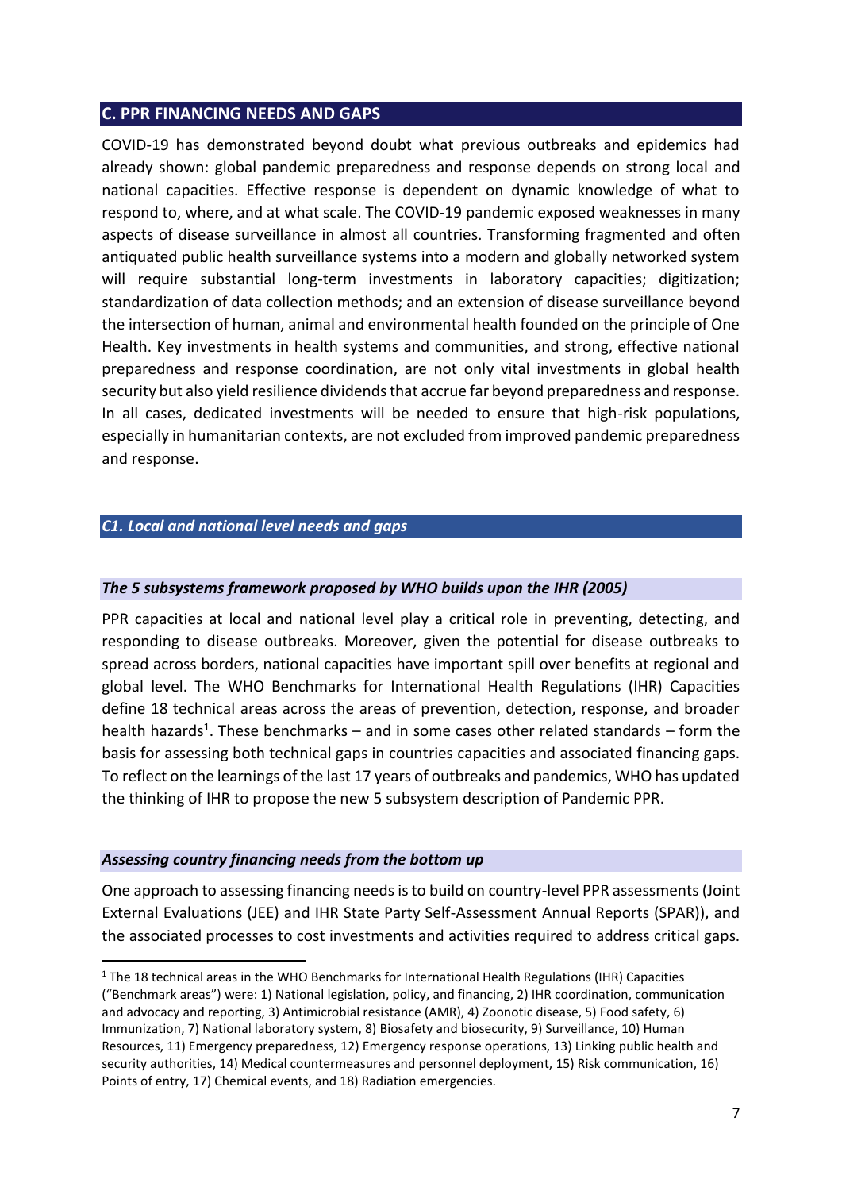## C. PPR FINANCING NEEDS AND GAPS

COVID-19 has demonstrated beyond doubt what previous outbreaks and epidemics had already shown: global pandemic preparedness and response depends on strong local and national capacities. Effective response is dependent on dynamic knowledge of what to respond to, where, and at what scale. The COVID-19 pandemic exposed weaknesses in many aspects of disease surveillance in almost all countries. Transforming fragmented and often antiquated public health surveillance systems into a modern and globally networked system will require substantial long-term investments in laboratory capacities; digitization; standardization of data collection methods; and an extension of disease surveillance beyond the intersection of human, animal and environmental health founded on the principle of One Health. Key investments in health systems and communities, and strong, effective national preparedness and response coordination, are not only vital investments in global health security but also yield resilience dividends that accrue far beyond preparedness and response. In all cases, dedicated investments will be needed to ensure that high-risk populations, especially in humanitarian contexts, are not excluded from improved pandemic preparedness and response.

### *C1. Local and national level needs and gaps*

#### *The 5 subsystems framework proposed by WHO builds upon the IHR (2005)*

PPR capacities at local and national level play a critical role in preventing, detecting, and responding to disease outbreaks. Moreover, given the potential for disease outbreaks to spread across borders, national capacities have important spill over benefits at regional and global level. The WHO Benchmarks for International Health Regulations (IHR) Capacities define 18 technical areas across the areas of prevention, detection, response, and broader health hazards[1]. These benchmarks – and in some cases other related standards – form the basis for assessing both technical gaps in countries capacities and associated financing gaps. To reflect on the learnings of the last 17 years of outbreaks and pandemics, WHO has updated the thinking of IHR to propose the new 5 subsystem description of Pandemic PPR.

#### *Assessing country financing needs from the bottom up*

One approach to assessing financing needs is to build on country-level PPR assessments (Joint External Evaluations (JEE) and IHR State Party Self-Assessment Annual Reports (SPAR)), and the associated processes to cost investments and activities required to address critical gaps.

[1] The 18 technical areas in the WHO Benchmarks for International Health Regulations (IHR) Capacities ("Benchmark areas") were: 1) National legislation, policy, and financing, 2) IHR coordination, communication and advocacy and reporting, 3) Antimicrobial resistance (AMR), 4) Zoonotic disease, 5) Food safety, 6) Immunization, 7) National laboratory system, 8) Biosafety and biosecurity, 9) Surveillance, 10) Human Resources, 11) Emergency preparedness, 12) Emergency response operations, 13) Linking public health and security authorities, 14) Medical countermeasures and personnel deployment, 15) Risk communication, 16) Points of entry, 17) Chemical events, and 18) Radiation emergencies.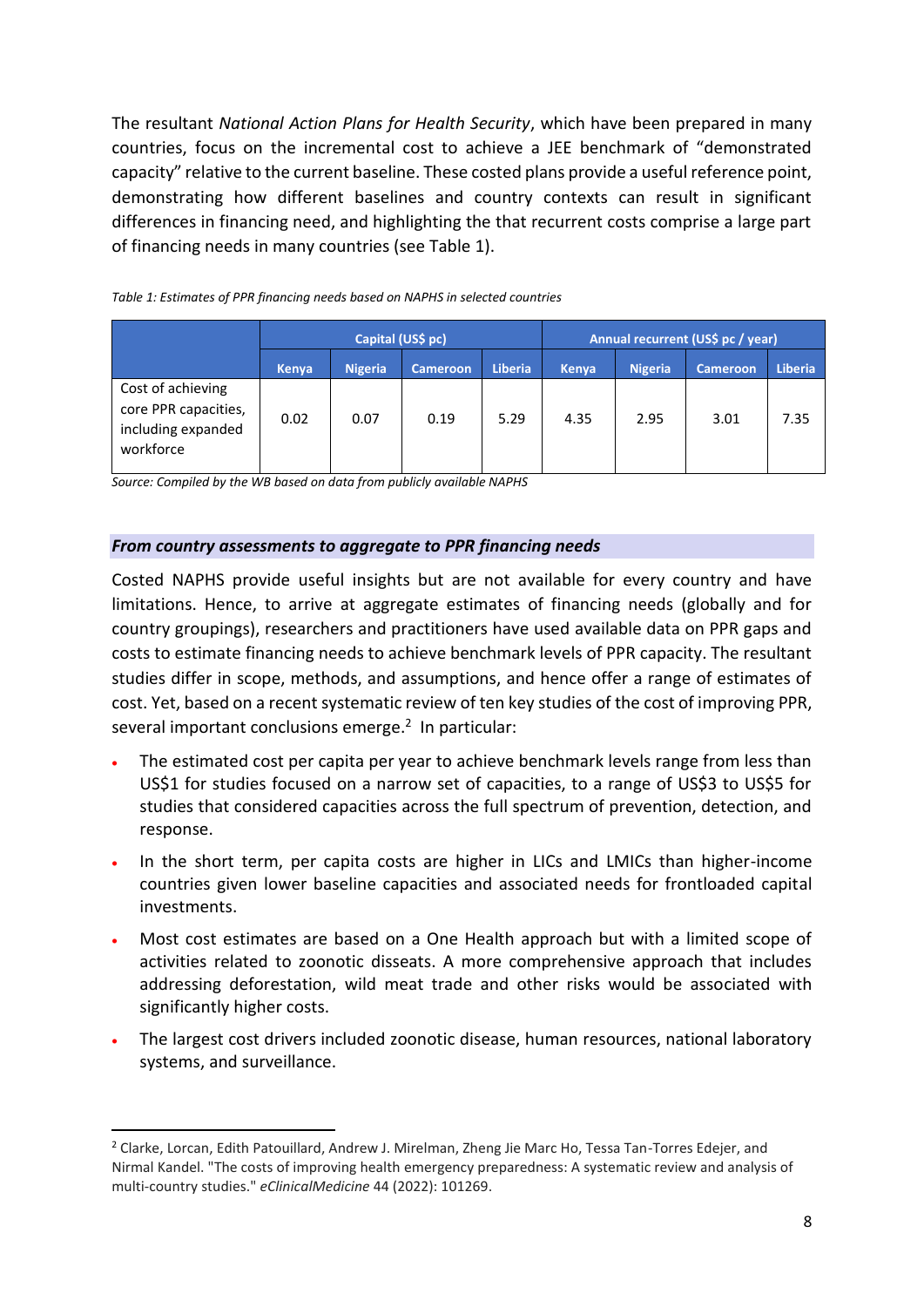The resultant *National Action Plans for Health Security*, which have been prepared in many countries, focus on the incremental cost to achieve a JEE benchmark of "demonstrated capacity" relative to the current baseline. These costed plans provide a useful reference point, demonstrating how different baselines and country contexts can result in significant differences in financing need, and highlighting the that recurrent costs comprise a large part of financing needs in many countries (see Table 1).

*Table 1: Estimates of PPR financing needs based on NAPHS in selected countries*

| | Capital (US$ pc) | | | | Annual recurrent (US$ pc / year) | | | |
|---|---|---|---|---|---|---|---|---|
| | Kenya | Nigeria | Cameroon | Liberia | Kenya | Nigeria | Cameroon | Liberia |
| Cost of achieving core PPR capacities, including expanded workforce | 0.02 | 0.07 | 0.19 | 5.29 | 4.35 | 2.95 | 3.01 | 7.35 |

*Source: Compiled by the WB based on data from publicly available NAPHS*

### *From country assessments to aggregate to PPR financing needs*

Costed NAPHS provide useful insights but are not available for every country and have limitations. Hence, to arrive at aggregate estimates of financing needs (globally and for country groupings), researchers and practitioners have used available data on PPR gaps and costs to estimate financing needs to achieve benchmark levels of PPR capacity. The resultant studies differ in scope, methods, and assumptions, and hence offer a range of estimates of cost. Yet, based on a recent systematic review of ten key studies of the cost of improving PPR, several important conclusions emerge.[2] In particular:

- The estimated cost per capita per year to achieve benchmark levels range from less than US$1 for studies focused on a narrow set of capacities, to a range of US$3 to US$5 for studies that considered capacities across the full spectrum of prevention, detection, and response.
- In the short term, per capita costs are higher in LICs and LMICs than higher-income countries given lower baseline capacities and associated needs for frontloaded capital investments.
- Most cost estimates are based on a One Health approach but with a limited scope of activities related to zoonotic disseats. A more comprehensive approach that includes addressing deforestation, wild meat trade and other risks would be associated with significantly higher costs.
- The largest cost drivers included zoonotic disease, human resources, national laboratory systems, and surveillance.

[2] Clarke, Lorcan, Edith Patouillard, Andrew J. Mirelman, Zheng Jie Marc Ho, Tessa Tan-Torres Edejer, and Nirmal Kandel. "The costs of improving health emergency preparedness: A systematic review and analysis of multi-country studies." *eClinicalMedicine* 44 (2022): 101269.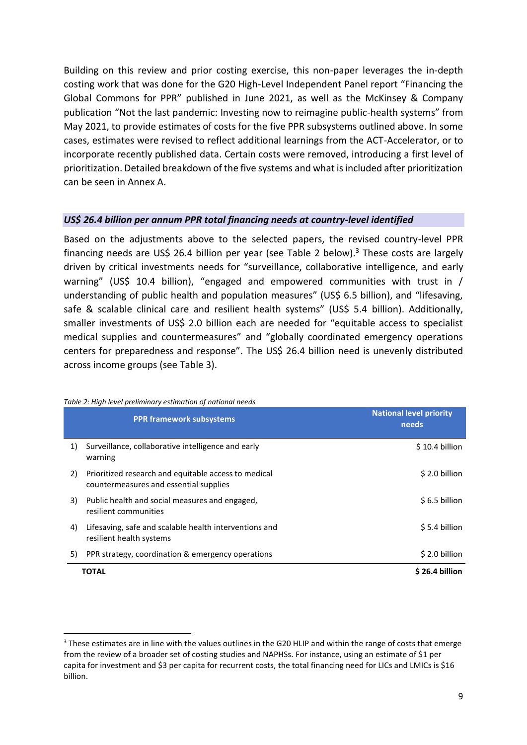Building on this review and prior costing exercise, this non-paper leverages the in-depth costing work that was done for the G20 High-Level Independent Panel report "Financing the Global Commons for PPR" published in June 2021, as well as the McKinsey & Company publication "Not the last pandemic: Investing now to reimagine public-health systems" from May 2021, to provide estimates of costs for the five PPR subsystems outlined above. In some cases, estimates were revised to reflect additional learnings from the ACT-Accelerator, or to incorporate recently published data. Certain costs were removed, introducing a first level of prioritization. Detailed breakdown of the five systems and what is included after prioritization can be seen in Annex A.

### *US$ 26.4 billion per annum PPR total financing needs at country-level identified*

Based on the adjustments above to the selected papers, the revised country-level PPR financing needs are US$ 26.4 billion per year (see Table 2 below).[3] These costs are largely driven by critical investments needs for "surveillance, collaborative intelligence, and early warning" (US$ 10.4 billion), "engaged and empowered communities with trust in / understanding of public health and population measures" (US$ 6.5 billion), and "lifesaving, safe & scalable clinical care and resilient health systems" (US$ 5.4 billion). Additionally, smaller investments of US$ 2.0 billion each are needed for "equitable access to specialist medical supplies and countermeasures" and "globally coordinated emergency operations centers for preparedness and response". The US$ 26.4 billion need is unevenly distributed across income groups (see Table 3).

*Table 2: High level preliminary estimation of national needs*

| | PPR framework subsystems | National level priority needs |
|---|---|---|
| 1) | Surveillance, collaborative intelligence and early warning | $ 10.4 billion |
| 2) | Prioritized research and equitable access to medical countermeasures and essential supplies | $ 2.0 billion |
| 3) | Public health and social measures and engaged, resilient communities | $ 6.5 billion |
| 4) | Lifesaving, safe and scalable health interventions and resilient health systems | $ 5.4 billion |
| 5) | PPR strategy, coordination & emergency operations | $ 2.0 billion |
| | **TOTAL** | **$ 26.4 billion** |

[3] These estimates are in line with the values outlines in the G20 HLIP and within the range of costs that emerge from the review of a broader set of costing studies and NAPHSs. For instance, using an estimate of $1 per capita for investment and $3 per capita for recurrent costs, the total financing need for LICs and LMICs is $16 billion.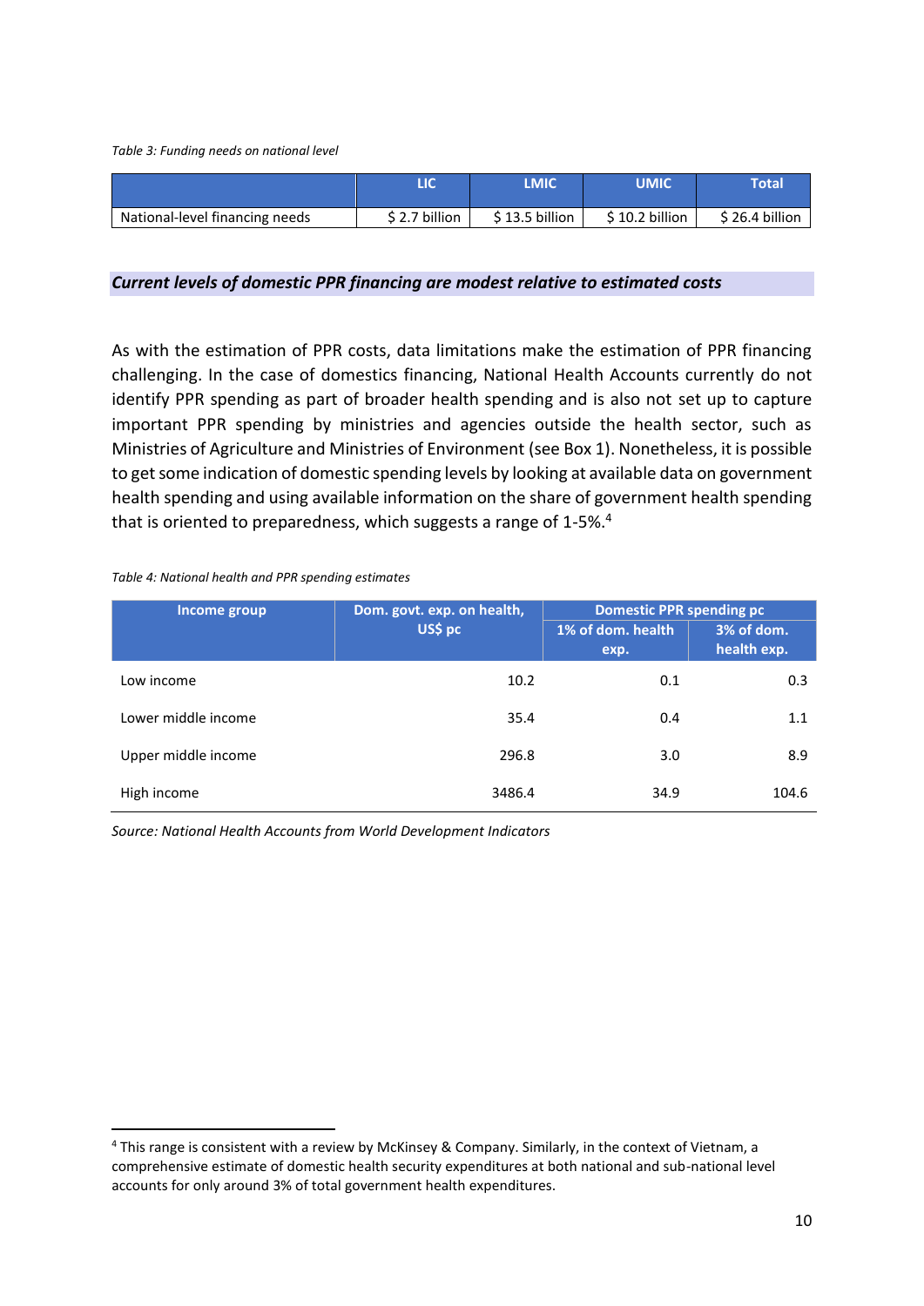*Table 3: Funding needs on national level*

| | LIC | LMIC | UMIC | Total |
|---|---|---|---|---|
| National-level financing needs | $ 2.7 billion | $ 13.5 billion | $ 10.2 billion | $ 26.4 billion |

***Current levels of domestic PPR financing are modest relative to estimated costs***

As with the estimation of PPR costs, data limitations make the estimation of PPR financing challenging. In the case of domestics financing, National Health Accounts currently do not identify PPR spending as part of broader health spending and is also not set up to capture important PPR spending by ministries and agencies outside the health sector, such as Ministries of Agriculture and Ministries of Environment (see Box 1). Nonetheless, it is possible to get some indication of domestic spending levels by looking at available data on government health spending and using available information on the share of government health spending that is oriented to preparedness, which suggests a range of 1-5%.[4]

*Table 4: National health and PPR spending estimates*

| Income group | Dom. govt. exp. on health, US$ pc | Domestic PPR spending pc | |
|---|---|---|---|
| | | 1% of dom. health exp. | 3% of dom. health exp. |
| Low income | 10.2 | 0.1 | 0.3 |
| Lower middle income | 35.4 | 0.4 | 1.1 |
| Upper middle income | 296.8 | 3.0 | 8.9 |
| High income | 3486.4 | 34.9 | 104.6 |

*Source: National Health Accounts from World Development Indicators*

[4] This range is consistent with a review by McKinsey & Company. Similarly, in the context of Vietnam, a comprehensive estimate of domestic health security expenditures at both national and sub-national level accounts for only around 3% of total government health expenditures.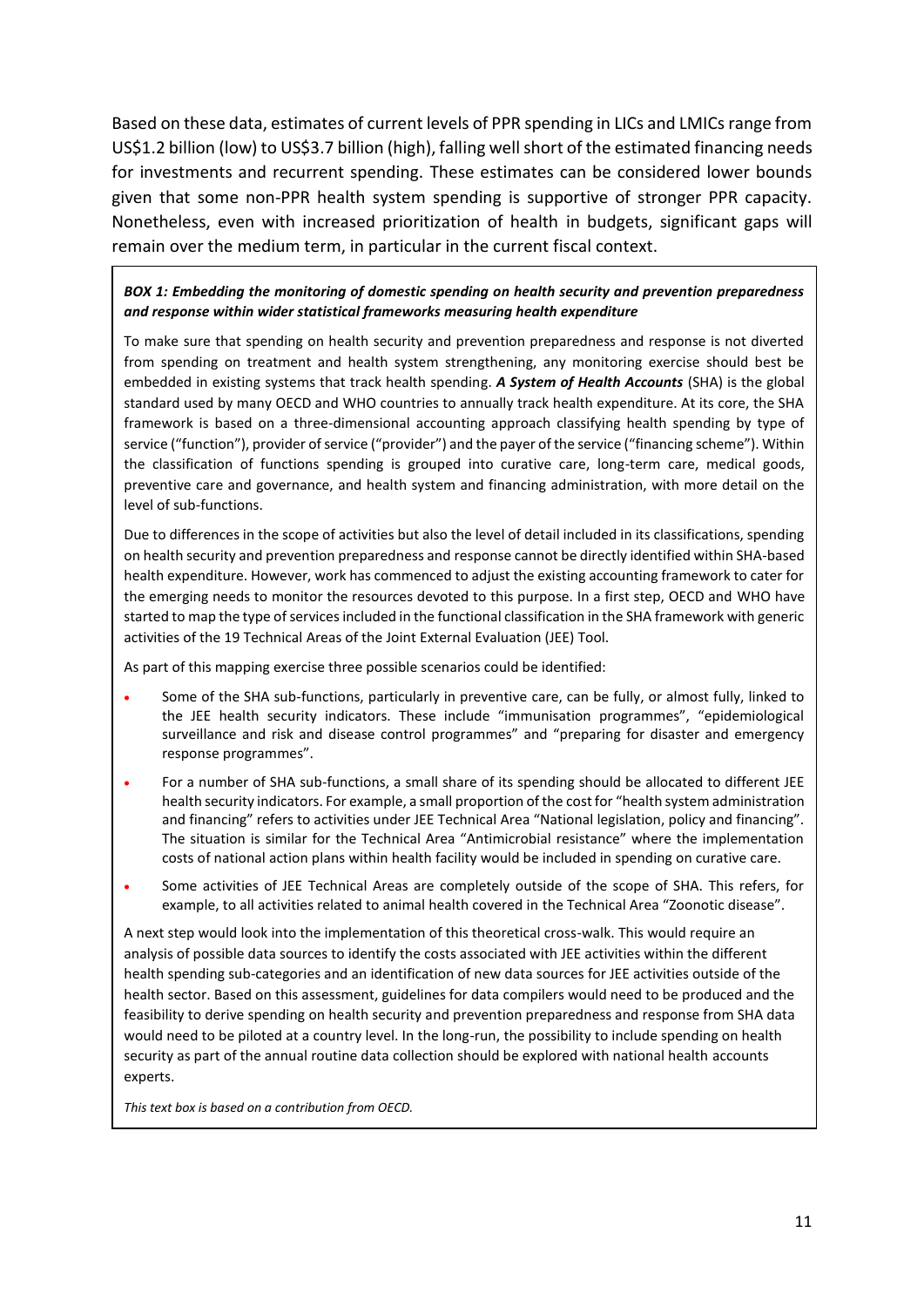Based on these data, estimates of current levels of PPR spending in LICs and LMICs range from US$1.2 billion (low) to US$3.7 billion (high), falling well short of the estimated financing needs for investments and recurrent spending. These estimates can be considered lower bounds given that some non-PPR health system spending is supportive of stronger PPR capacity. Nonetheless, even with increased prioritization of health in budgets, significant gaps will remain over the medium term, in particular in the current fiscal context.

***BOX 1: Embedding the monitoring of domestic spending on health security and prevention preparedness and response within wider statistical frameworks measuring health expenditure***

To make sure that spending on health security and prevention preparedness and response is not diverted from spending on treatment and health system strengthening, any monitoring exercise should best be embedded in existing systems that track health spending. ***A System of Health Accounts*** (SHA) is the global standard used by many OECD and WHO countries to annually track health expenditure. At its core, the SHA framework is based on a three-dimensional accounting approach classifying health spending by type of service ("function"), provider of service ("provider") and the payer of the service ("financing scheme"). Within the classification of functions spending is grouped into curative care, long-term care, medical goods, preventive care and governance, and health system and financing administration, with more detail on the level of sub-functions.

Due to differences in the scope of activities but also the level of detail included in its classifications, spending on health security and prevention preparedness and response cannot be directly identified within SHA-based health expenditure. However, work has commenced to adjust the existing accounting framework to cater for the emerging needs to monitor the resources devoted to this purpose. In a first step, OECD and WHO have started to map the type of services included in the functional classification in the SHA framework with generic activities of the 19 Technical Areas of the Joint External Evaluation (JEE) Tool.

As part of this mapping exercise three possible scenarios could be identified:

- Some of the SHA sub-functions, particularly in preventive care, can be fully, or almost fully, linked to the JEE health security indicators. These include "immunisation programmes", "epidemiological surveillance and risk and disease control programmes" and "preparing for disaster and emergency response programmes".
- For a number of SHA sub-functions, a small share of its spending should be allocated to different JEE health security indicators. For example, a small proportion of the cost for "health system administration and financing" refers to activities under JEE Technical Area "National legislation, policy and financing". The situation is similar for the Technical Area "Antimicrobial resistance" where the implementation costs of national action plans within health facility would be included in spending on curative care.
- Some activities of JEE Technical Areas are completely outside of the scope of SHA. This refers, for example, to all activities related to animal health covered in the Technical Area "Zoonotic disease".

A next step would look into the implementation of this theoretical cross-walk. This would require an analysis of possible data sources to identify the costs associated with JEE activities within the different health spending sub-categories and an identification of new data sources for JEE activities outside of the health sector. Based on this assessment, guidelines for data compilers would need to be produced and the feasibility to derive spending on health security and prevention preparedness and response from SHA data would need to be piloted at a country level. In the long-run, the possibility to include spending on health security as part of the annual routine data collection should be explored with national health accounts experts.

*This text box is based on a contribution from OECD.*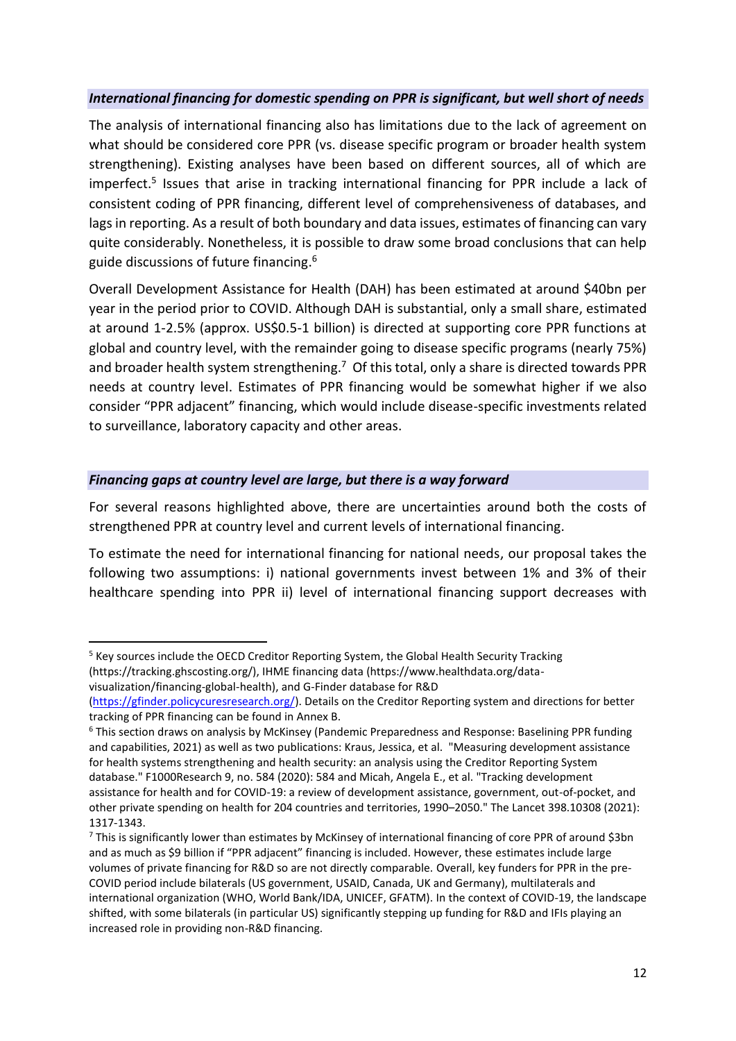### *International financing for domestic spending on PPR is significant, but well short of needs*

The analysis of international financing also has limitations due to the lack of agreement on what should be considered core PPR (vs. disease specific program or broader health system strengthening). Existing analyses have been based on different sources, all of which are imperfect.[5] Issues that arise in tracking international financing for PPR include a lack of consistent coding of PPR financing, different level of comprehensiveness of databases, and lags in reporting. As a result of both boundary and data issues, estimates of financing can vary quite considerably. Nonetheless, it is possible to draw some broad conclusions that can help guide discussions of future financing.[6]

Overall Development Assistance for Health (DAH) has been estimated at around \$40bn per year in the period prior to COVID. Although DAH is substantial, only a small share, estimated at around 1-2.5% (approx. US\$0.5-1 billion) is directed at supporting core PPR functions at global and country level, with the remainder going to disease specific programs (nearly 75%) and broader health system strengthening.[7] Of this total, only a share is directed towards PPR needs at country level. Estimates of PPR financing would be somewhat higher if we also consider "PPR adjacent" financing, which would include disease-specific investments related to surveillance, laboratory capacity and other areas.

### *Financing gaps at country level are large, but there is a way forward*

For several reasons highlighted above, there are uncertainties around both the costs of strengthened PPR at country level and current levels of international financing.

To estimate the need for international financing for national needs, our proposal takes the following two assumptions: i) national governments invest between 1% and 3% of their healthcare spending into PPR ii) level of international financing support decreases with

---

[5] Key sources include the OECD Creditor Reporting System, the Global Health Security Tracking (https://tracking.ghscosting.org/), IHME financing data (https://www.healthdata.org/data-visualization/financing-global-health), and G-Finder database for R&D (https://gfinder.policycuresresearch.org/). Details on the Creditor Reporting system and directions for better tracking of PPR financing can be found in Annex B.

[6] This section draws on analysis by McKinsey (Pandemic Preparedness and Response: Baselining PPR funding and capabilities, 2021) as well as two publications: Kraus, Jessica, et al. "Measuring development assistance for health systems strengthening and health security: an analysis using the Creditor Reporting System database." F1000Research 9, no. 584 (2020): 584 and Micah, Angela E., et al. "Tracking development assistance for health and for COVID-19: a review of development assistance, government, out-of-pocket, and other private spending on health for 204 countries and territories, 1990–2050." The Lancet 398.10308 (2021): 1317-1343.

[7] This is significantly lower than estimates by McKinsey of international financing of core PPR of around \$3bn and as much as \$9 billion if "PPR adjacent" financing is included. However, these estimates include large volumes of private financing for R&D so are not directly comparable. Overall, key funders for PPR in the pre-COVID period include bilaterals (US government, USAID, Canada, UK and Germany), multilaterals and international organization (WHO, World Bank/IDA, UNICEF, GFATM). In the context of COVID-19, the landscape shifted, with some bilaterals (in particular US) significantly stepping up funding for R&D and IFIs playing an increased role in providing non-R&D financing.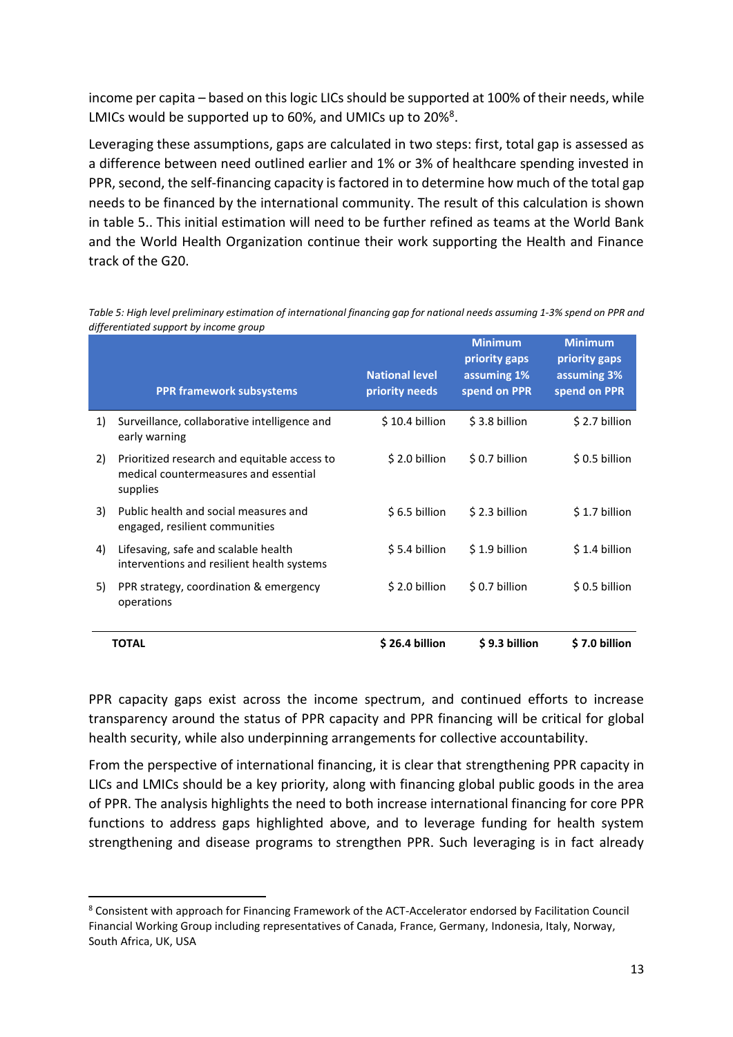income per capita – based on this logic LICs should be supported at 100% of their needs, while LMICs would be supported up to 60%, and UMICs up to 20%[8].

Leveraging these assumptions, gaps are calculated in two steps: first, total gap is assessed as a difference between need outlined earlier and 1% or 3% of healthcare spending invested in PPR, second, the self-financing capacity is factored in to determine how much of the total gap needs to be financed by the international community. The result of this calculation is shown in table 5.. This initial estimation will need to be further refined as teams at the World Bank and the World Health Organization continue their work supporting the Health and Finance track of the G20.

*Table 5: High level preliminary estimation of international financing gap for national needs assuming 1-3% spend on PPR and differentiated support by income group*

| | PPR framework subsystems | National level priority needs | Minimum priority gaps assuming 1% spend on PPR | Minimum priority gaps assuming 3% spend on PPR |
|---|---|---|---|---|
| 1) | Surveillance, collaborative intelligence and early warning | $ 10.4 billion | $ 3.8 billion | $ 2.7 billion |
| 2) | Prioritized research and equitable access to medical countermeasures and essential supplies | $ 2.0 billion | $ 0.7 billion | $ 0.5 billion |
| 3) | Public health and social measures and engaged, resilient communities | $ 6.5 billion | $ 2.3 billion | $ 1.7 billion |
| 4) | Lifesaving, safe and scalable health interventions and resilient health systems | $ 5.4 billion | $ 1.9 billion | $ 1.4 billion |
| 5) | PPR strategy, coordination & emergency operations | $ 2.0 billion | $ 0.7 billion | $ 0.5 billion |
| | **TOTAL** | **$ 26.4 billion** | **$ 9.3 billion** | **$ 7.0 billion** |

PPR capacity gaps exist across the income spectrum, and continued efforts to increase transparency around the status of PPR capacity and PPR financing will be critical for global health security, while also underpinning arrangements for collective accountability.

From the perspective of international financing, it is clear that strengthening PPR capacity in LICs and LMICs should be a key priority, along with financing global public goods in the area of PPR. The analysis highlights the need to both increase international financing for core PPR functions to address gaps highlighted above, and to leverage funding for health system strengthening and disease programs to strengthen PPR. Such leveraging is in fact already

[8] Consistent with approach for Financing Framework of the ACT-Accelerator endorsed by Facilitation Council Financial Working Group including representatives of Canada, France, Germany, Indonesia, Italy, Norway, South Africa, UK, USA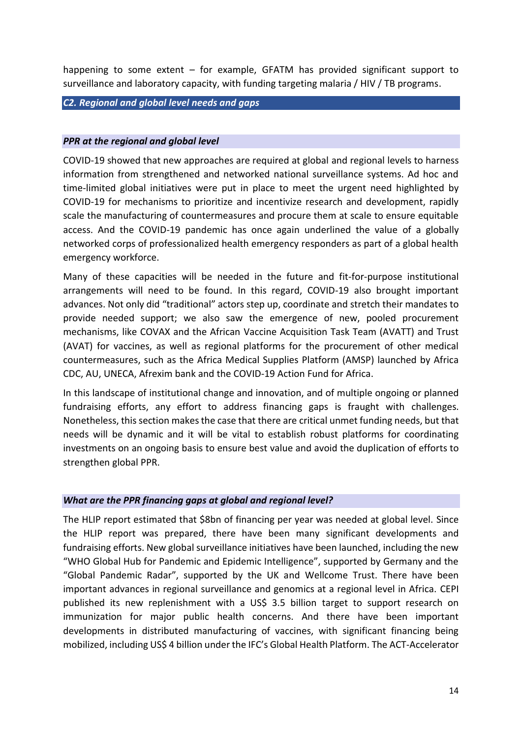happening to some extent – for example, GFATM has provided significant support to surveillance and laboratory capacity, with funding targeting malaria / HIV / TB programs.

## *C2. Regional and global level needs and gaps*

### *PPR at the regional and global level*

COVID-19 showed that new approaches are required at global and regional levels to harness information from strengthened and networked national surveillance systems. Ad hoc and time-limited global initiatives were put in place to meet the urgent need highlighted by COVID-19 for mechanisms to prioritize and incentivize research and development, rapidly scale the manufacturing of countermeasures and procure them at scale to ensure equitable access. And the COVID-19 pandemic has once again underlined the value of a globally networked corps of professionalized health emergency responders as part of a global health emergency workforce.

Many of these capacities will be needed in the future and fit-for-purpose institutional arrangements will need to be found. In this regard, COVID-19 also brought important advances. Not only did "traditional" actors step up, coordinate and stretch their mandates to provide needed support; we also saw the emergence of new, pooled procurement mechanisms, like COVAX and the African Vaccine Acquisition Task Team (AVATT) and Trust (AVAT) for vaccines, as well as regional platforms for the procurement of other medical countermeasures, such as the Africa Medical Supplies Platform (AMSP) launched by Africa CDC, AU, UNECA, Afrexim bank and the COVID-19 Action Fund for Africa.

In this landscape of institutional change and innovation, and of multiple ongoing or planned fundraising efforts, any effort to address financing gaps is fraught with challenges. Nonetheless, this section makes the case that there are critical unmet funding needs, but that needs will be dynamic and it will be vital to establish robust platforms for coordinating investments on an ongoing basis to ensure best value and avoid the duplication of efforts to strengthen global PPR.

### *What are the PPR financing gaps at global and regional level?*

The HLIP report estimated that $8bn of financing per year was needed at global level. Since the HLIP report was prepared, there have been many significant developments and fundraising efforts. New global surveillance initiatives have been launched, including the new "WHO Global Hub for Pandemic and Epidemic Intelligence", supported by Germany and the "Global Pandemic Radar", supported by the UK and Wellcome Trust. There have been important advances in regional surveillance and genomics at a regional level in Africa. CEPI published its new replenishment with a US$ 3.5 billion target to support research on immunization for major public health concerns. And there have been important developments in distributed manufacturing of vaccines, with significant financing being mobilized, including US$ 4 billion under the IFC's Global Health Platform. The ACT-Accelerator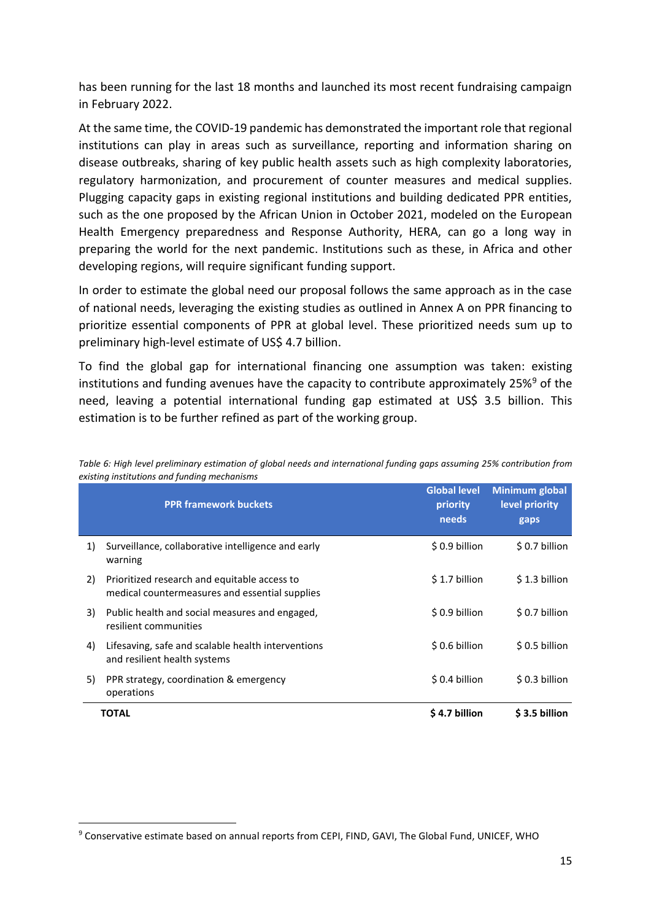has been running for the last 18 months and launched its most recent fundraising campaign in February 2022.

At the same time, the COVID-19 pandemic has demonstrated the important role that regional institutions can play in areas such as surveillance, reporting and information sharing on disease outbreaks, sharing of key public health assets such as high complexity laboratories, regulatory harmonization, and procurement of counter measures and medical supplies. Plugging capacity gaps in existing regional institutions and building dedicated PPR entities, such as the one proposed by the African Union in October 2021, modeled on the European Health Emergency preparedness and Response Authority, HERA, can go a long way in preparing the world for the next pandemic. Institutions such as these, in Africa and other developing regions, will require significant funding support.

In order to estimate the global need our proposal follows the same approach as in the case of national needs, leveraging the existing studies as outlined in Annex A on PPR financing to prioritize essential components of PPR at global level. These prioritized needs sum up to preliminary high-level estimate of US$ 4.7 billion.

To find the global gap for international financing one assumption was taken: existing institutions and funding avenues have the capacity to contribute approximately 25%[9] of the need, leaving a potential international funding gap estimated at US$ 3.5 billion. This estimation is to be further refined as part of the working group.

*Table 6: High level preliminary estimation of global needs and international funding gaps assuming 25% contribution from existing institutions and funding mechanisms*

| | PPR framework buckets | Global level priority needs | Minimum global level priority gaps |
|---|---|---|---|
| 1) | Surveillance, collaborative intelligence and early warning | $ 0.9 billion | $ 0.7 billion |
| 2) | Prioritized research and equitable access to medical countermeasures and essential supplies | $ 1.7 billion | $ 1.3 billion |
| 3) | Public health and social measures and engaged, resilient communities | $ 0.9 billion | $ 0.7 billion |
| 4) | Lifesaving, safe and scalable health interventions and resilient health systems | $ 0.6 billion | $ 0.5 billion |
| 5) | PPR strategy, coordination & emergency operations | $ 0.4 billion | $ 0.3 billion |
| | **TOTAL** | **$ 4.7 billion** | **$ 3.5 billion** |

[9] Conservative estimate based on annual reports from CEPI, FIND, GAVI, The Global Fund, UNICEF, WHO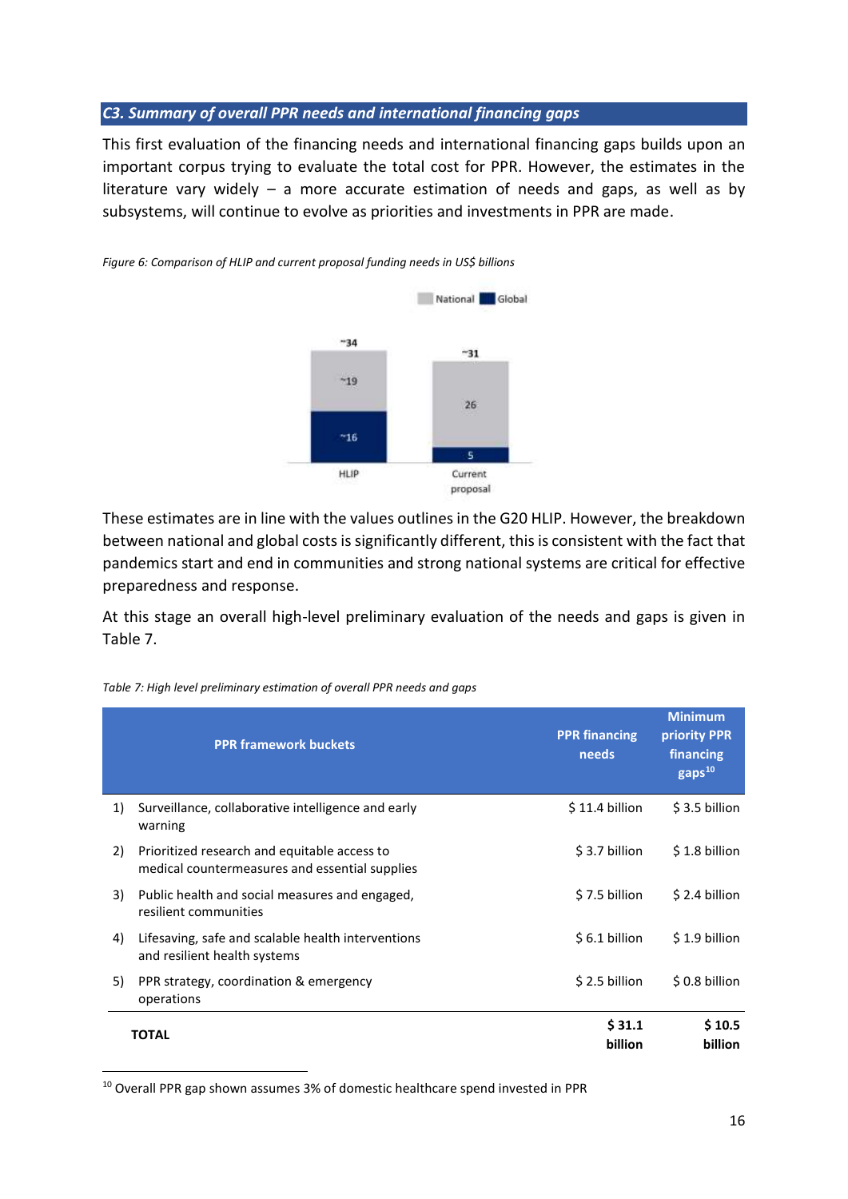### C3. Summary of overall PPR needs and international financing gaps

This first evaluation of the financing needs and international financing gaps builds upon an important corpus trying to evaluate the total cost for PPR. However, the estimates in the literature vary widely – a more accurate estimation of needs and gaps, as well as by subsystems, will continue to evolve as priorities and investments in PPR are made.

*Figure 6: Comparison of HLIP and current proposal funding needs in US$ billions*

National Global

~34
~19
~16
HLIP

~31
26
5
Current proposal

These estimates are in line with the values outlines in the G20 HLIP. However, the breakdown between national and global costs is significantly different, this is consistent with the fact that pandemics start and end in communities and strong national systems are critical for effective preparedness and response.

At this stage an overall high-level preliminary evaluation of the needs and gaps is given in Table 7.

*Table 7: High level preliminary estimation of overall PPR needs and gaps*

| | PPR framework buckets | PPR financing needs | Minimum priority PPR financing gaps[10] |
|---|---|---|---|
| 1) | Surveillance, collaborative intelligence and early warning | $ 11.4 billion | $ 3.5 billion |
| 2) | Prioritized research and equitable access to medical countermeasures and essential supplies | $ 3.7 billion | $ 1.8 billion |
| 3) | Public health and social measures and engaged, resilient communities | $ 7.5 billion | $ 2.4 billion |
| 4) | Lifesaving, safe and scalable health interventions and resilient health systems | $ 6.1 billion | $ 1.9 billion |
| 5) | PPR strategy, coordination & emergency operations | $ 2.5 billion | $ 0.8 billion |
| | **TOTAL** | **$ 31.1 billion** | **$ 10.5 billion** |

[10] Overall PPR gap shown assumes 3% of domestic healthcare spend invested in PPR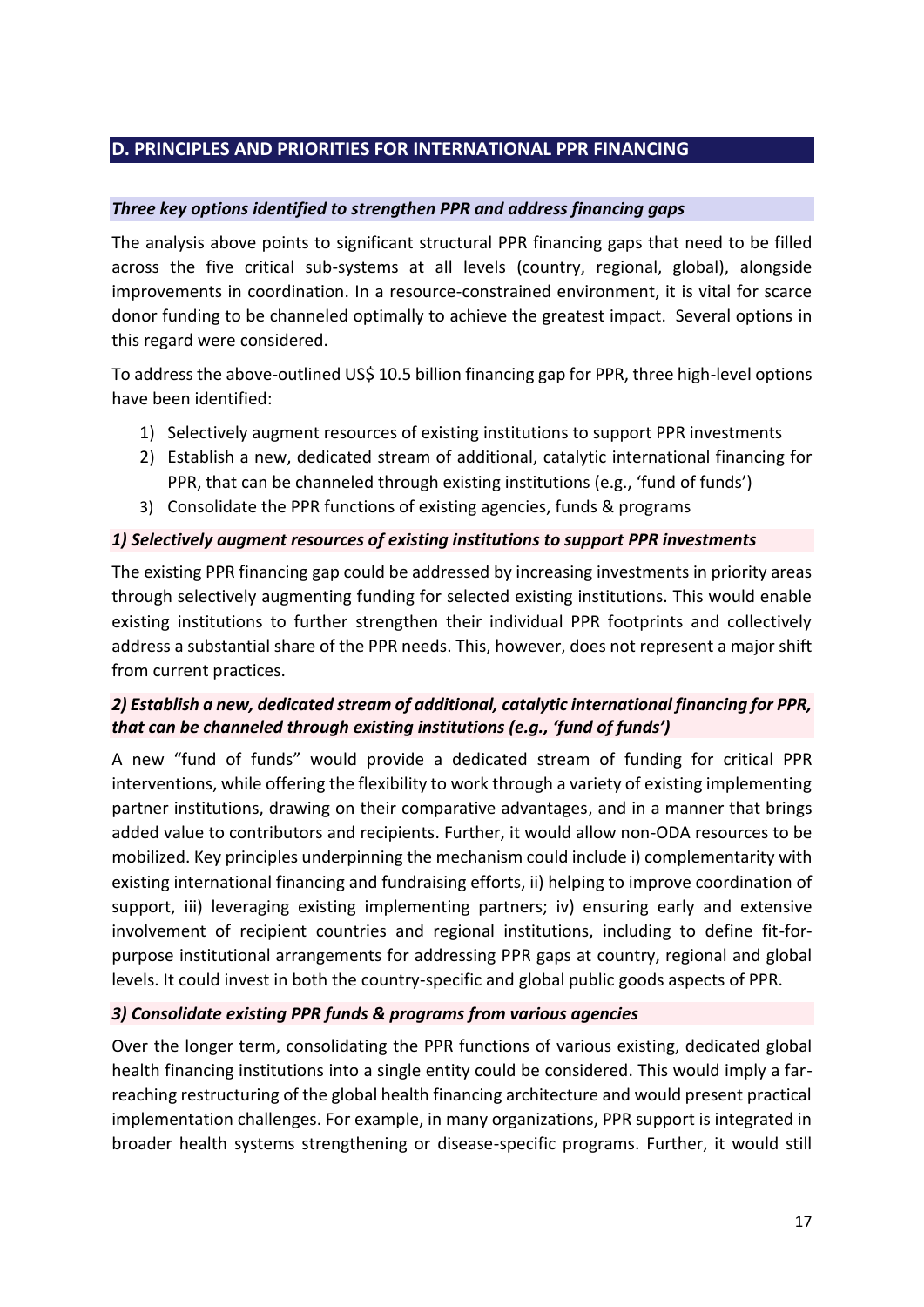## D. PRINCIPLES AND PRIORITIES FOR INTERNATIONAL PPR FINANCING

### *Three key options identified to strengthen PPR and address financing gaps*

The analysis above points to significant structural PPR financing gaps that need to be filled across the five critical sub-systems at all levels (country, regional, global), alongside improvements in coordination. In a resource-constrained environment, it is vital for scarce donor funding to be channeled optimally to achieve the greatest impact. Several options in this regard were considered.

To address the above-outlined US$ 10.5 billion financing gap for PPR, three high-level options have been identified:

1) Selectively augment resources of existing institutions to support PPR investments
2) Establish a new, dedicated stream of additional, catalytic international financing for PPR, that can be channeled through existing institutions (e.g., 'fund of funds')
3) Consolidate the PPR functions of existing agencies, funds & programs

#### *1) Selectively augment resources of existing institutions to support PPR investments*

The existing PPR financing gap could be addressed by increasing investments in priority areas through selectively augmenting funding for selected existing institutions. This would enable existing institutions to further strengthen their individual PPR footprints and collectively address a substantial share of the PPR needs. This, however, does not represent a major shift from current practices.

#### *2) Establish a new, dedicated stream of additional, catalytic international financing for PPR, that can be channeled through existing institutions (e.g., 'fund of funds')*

A new "fund of funds" would provide a dedicated stream of funding for critical PPR interventions, while offering the flexibility to work through a variety of existing implementing partner institutions, drawing on their comparative advantages, and in a manner that brings added value to contributors and recipients. Further, it would allow non-ODA resources to be mobilized. Key principles underpinning the mechanism could include i) complementarity with existing international financing and fundraising efforts, ii) helping to improve coordination of support, iii) leveraging existing implementing partners; iv) ensuring early and extensive involvement of recipient countries and regional institutions, including to define fit-for-purpose institutional arrangements for addressing PPR gaps at country, regional and global levels. It could invest in both the country-specific and global public goods aspects of PPR.

#### *3) Consolidate existing PPR funds & programs from various agencies*

Over the longer term, consolidating the PPR functions of various existing, dedicated global health financing institutions into a single entity could be considered. This would imply a far-reaching restructuring of the global health financing architecture and would present practical implementation challenges. For example, in many organizations, PPR support is integrated in broader health systems strengthening or disease-specific programs. Further, it would still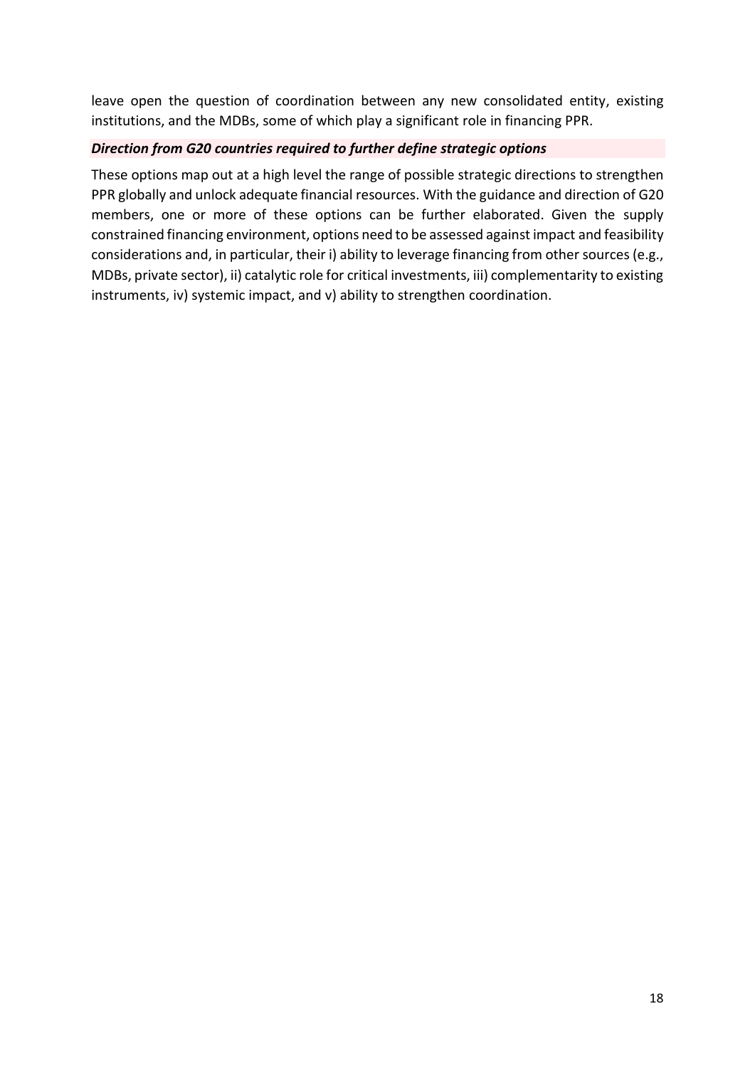leave open the question of coordination between any new consolidated entity, existing institutions, and the MDBs, some of which play a significant role in financing PPR.

***Direction from G20 countries required to further define strategic options***

These options map out at a high level the range of possible strategic directions to strengthen PPR globally and unlock adequate financial resources. With the guidance and direction of G20 members, one or more of these options can be further elaborated. Given the supply constrained financing environment, options need to be assessed against impact and feasibility considerations and, in particular, their i) ability to leverage financing from other sources (e.g., MDBs, private sector), ii) catalytic role for critical investments, iii) complementarity to existing instruments, iv) systemic impact, and v) ability to strengthen coordination.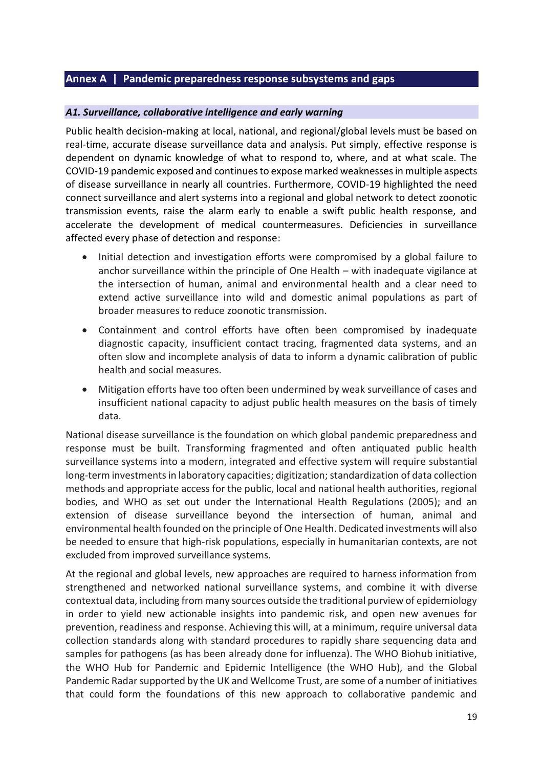## Annex A | Pandemic preparedness response subsystems and gaps

### *A1. Surveillance, collaborative intelligence and early warning*

Public health decision-making at local, national, and regional/global levels must be based on real-time, accurate disease surveillance data and analysis. Put simply, effective response is dependent on dynamic knowledge of what to respond to, where, and at what scale. The COVID-19 pandemic exposed and continues to expose marked weaknesses in multiple aspects of disease surveillance in nearly all countries. Furthermore, COVID-19 highlighted the need connect surveillance and alert systems into a regional and global network to detect zoonotic transmission events, raise the alarm early to enable a swift public health response, and accelerate the development of medical countermeasures. Deficiencies in surveillance affected every phase of detection and response:

- Initial detection and investigation efforts were compromised by a global failure to anchor surveillance within the principle of One Health – with inadequate vigilance at the intersection of human, animal and environmental health and a clear need to extend active surveillance into wild and domestic animal populations as part of broader measures to reduce zoonotic transmission.
- Containment and control efforts have often been compromised by inadequate diagnostic capacity, insufficient contact tracing, fragmented data systems, and an often slow and incomplete analysis of data to inform a dynamic calibration of public health and social measures.
- Mitigation efforts have too often been undermined by weak surveillance of cases and insufficient national capacity to adjust public health measures on the basis of timely data.

National disease surveillance is the foundation on which global pandemic preparedness and response must be built. Transforming fragmented and often antiquated public health surveillance systems into a modern, integrated and effective system will require substantial long-term investments in laboratory capacities; digitization; standardization of data collection methods and appropriate access for the public, local and national health authorities, regional bodies, and WHO as set out under the International Health Regulations (2005); and an extension of disease surveillance beyond the intersection of human, animal and environmental health founded on the principle of One Health. Dedicated investments will also be needed to ensure that high-risk populations, especially in humanitarian contexts, are not excluded from improved surveillance systems.

At the regional and global levels, new approaches are required to harness information from strengthened and networked national surveillance systems, and combine it with diverse contextual data, including from many sources outside the traditional purview of epidemiology in order to yield new actionable insights into pandemic risk, and open new avenues for prevention, readiness and response. Achieving this will, at a minimum, require universal data collection standards along with standard procedures to rapidly share sequencing data and samples for pathogens (as has been already done for influenza). The WHO Biohub initiative, the WHO Hub for Pandemic and Epidemic Intelligence (the WHO Hub), and the Global Pandemic Radar supported by the UK and Wellcome Trust, are some of a number of initiatives that could form the foundations of this new approach to collaborative pandemic and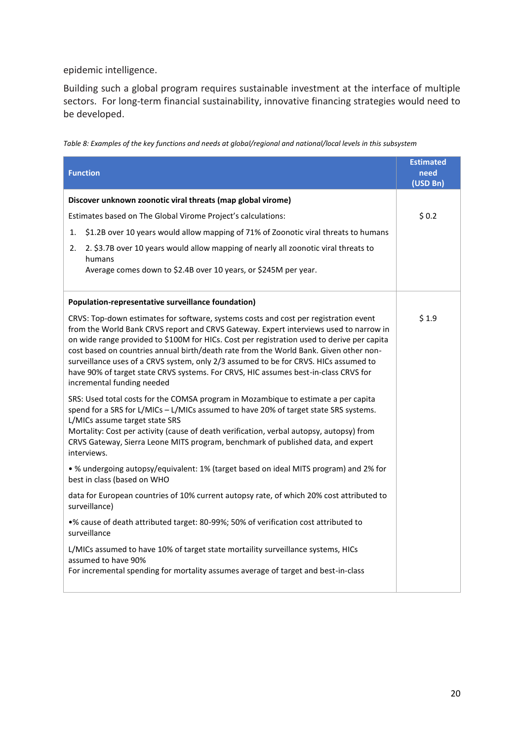epidemic intelligence.

Building such a global program requires sustainable investment at the interface of multiple sectors. For long-term financial sustainability, innovative financing strategies would need to be developed.

*Table 8: Examples of the key functions and needs at global/regional and national/local levels in this subsystem*

| Function | Estimated need (USD Bn) |
|---|---|
| **Discover unknown zoonotic viral threats (map global virome)**<br><br>Estimates based on The Global Virome Project's calculations:<br><br>1. $1.2B over 10 years would allow mapping of 71% of Zoonotic viral threats to humans<br>2. 2. $3.7B over 10 years would allow mapping of nearly all zoonotic viral threats to humans<br>Average comes down to $2.4B over 10 years, or $245M per year. | $ 0.2 |
| **Population-representative surveillance foundation)**<br><br>CRVS: Top-down estimates for software, systems costs and cost per registration event from the World Bank CRVS report and CRVS Gateway. Expert interviews used to narrow in on wide range provided to $100M for HICs. Cost per registration used to derive per capita cost based on countries annual birth/death rate from the World Bank. Given other non-surveillance uses of a CRVS system, only 2/3 assumed to be for CRVS. HICs assumed to have 90% of target state CRVS systems. For CRVS, HIC assumes best-in-class CRVS for incremental funding needed<br><br>SRS: Used total costs for the COMSA program in Mozambique to estimate a per capita spend for a SRS for L/MICs – L/MICs assumed to have 20% of target state SRS systems. L/MICs assume target state SRS<br>Mortality: Cost per activity (cause of death verification, verbal autopsy, autopsy) from CRVS Gateway, Sierra Leone MITS program, benchmark of published data, and expert interviews.<br><br>• % undergoing autopsy/equivalent: 1% (target based on ideal MITS program) and 2% for best in class (based on WHO<br><br>data for European countries of 10% current autopsy rate, of which 20% cost attributed to surveillance)<br><br>•% cause of death attributed target: 80-99%; 50% of verification cost attributed to surveillance<br><br>L/MICs assumed to have 10% of target state mortaility surveillance systems, HICs assumed to have 90%<br>For incremental spending for mortality assumes average of target and best-in-class | $ 1.9 |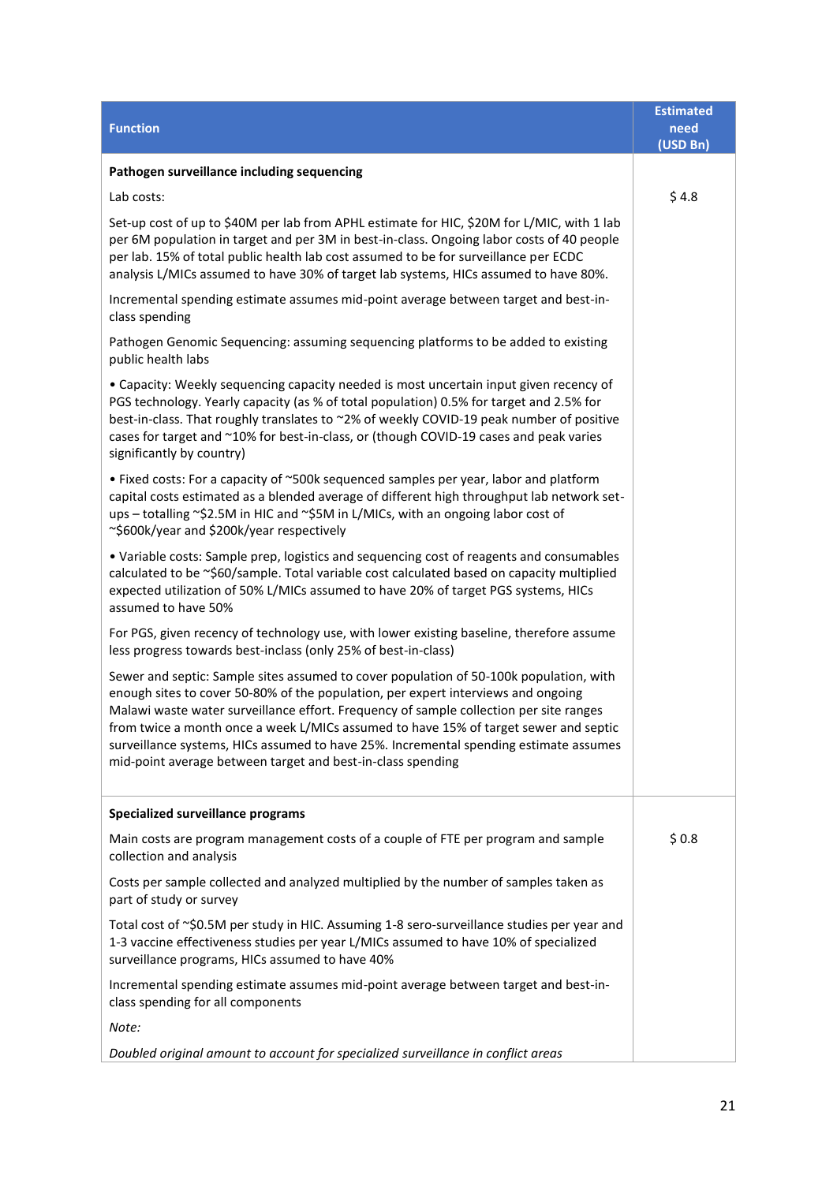| Function | Estimated need (USD Bn) |
|---|---|
| **Pathogen surveillance including sequencing** | |
| Lab costs: | $ 4.8 |
| Set-up cost of up to $40M per lab from APHL estimate for HIC, $20M for L/MIC, with 1 lab per 6M population in target and per 3M in best-in-class. Ongoing labor costs of 40 people per lab. 15% of total public health lab cost assumed to be for surveillance per ECDC analysis L/MICs assumed to have 30% of target lab systems, HICs assumed to have 80%. | |
| Incremental spending estimate assumes mid-point average between target and best-in-class spending | |
| Pathogen Genomic Sequencing: assuming sequencing platforms to be added to existing public health labs | |
| • Capacity: Weekly sequencing capacity needed is most uncertain input given recency of PGS technology. Yearly capacity (as % of total population) 0.5% for target and 2.5% for best-in-class. That roughly translates to ~2% of weekly COVID-19 peak number of positive cases for target and ~10% for best-in-class, or (though COVID-19 cases and peak varies significantly by country) | |
| • Fixed costs: For a capacity of ~500k sequenced samples per year, labor and platform capital costs estimated as a blended average of different high throughput lab network set-ups – totalling ~$2.5M in HIC and ~$5M in L/MICs, with an ongoing labor cost of ~$600k/year and $200k/year respectively | |
| • Variable costs: Sample prep, logistics and sequencing cost of reagents and consumables calculated to be ~$60/sample. Total variable cost calculated based on capacity multiplied expected utilization of 50% L/MICs assumed to have 20% of target PGS systems, HICs assumed to have 50% | |
| For PGS, given recency of technology use, with lower existing baseline, therefore assume less progress towards best-inclass (only 25% of best-in-class) | |
| Sewer and septic: Sample sites assumed to cover population of 50-100k population, with enough sites to cover 50-80% of the population, per expert interviews and ongoing Malawi waste water surveillance effort. Frequency of sample collection per site ranges from twice a month once a week L/MICs assumed to have 15% of target sewer and septic surveillance systems, HICs assumed to have 25%. Incremental spending estimate assumes mid-point average between target and best-in-class spending | |
| **Specialized surveillance programs** | |
| Main costs are program management costs of a couple of FTE per program and sample collection and analysis | $ 0.8 |
| Costs per sample collected and analyzed multiplied by the number of samples taken as part of study or survey | |
| Total cost of ~$0.5M per study in HIC. Assuming 1-8 sero-surveillance studies per year and 1-3 vaccine effectiveness studies per year L/MICs assumed to have 10% of specialized surveillance programs, HICs assumed to have 40% | |
| Incremental spending estimate assumes mid-point average between target and best-in-class spending for all components | |
| *Note:* | |
| *Doubled original amount to account for specialized surveillance in conflict areas* | |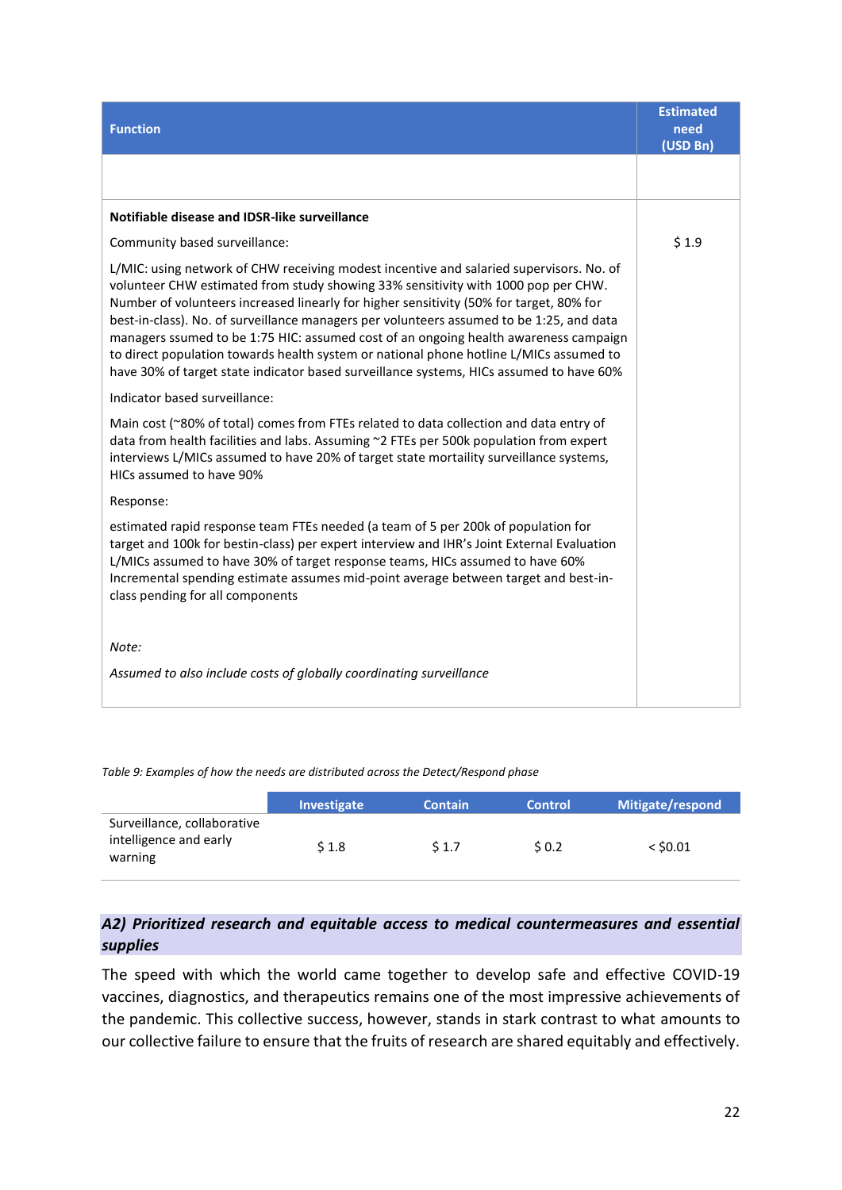| Function | Estimated need (USD Bn) |
|---|---|
| | |
| **Notifiable disease and IDSR-like surveillance**<br><br>Community based surveillance:<br><br>L/MIC: using network of CHW receiving modest incentive and salaried supervisors. No. of volunteer CHW estimated from study showing 33% sensitivity with 1000 pop per CHW. Number of volunteers increased linearly for higher sensitivity (50% for target, 80% for best-in-class). No. of surveillance managers per volunteers assumed to be 1:25, and data managers ssumed to be 1:75 HIC: assumed cost of an ongoing health awareness campaign to direct population towards health system or national phone hotline L/MICs assumed to have 30% of target state indicator based surveillance systems, HICs assumed to have 60%<br><br>Indicator based surveillance:<br><br>Main cost (~80% of total) comes from FTEs related to data collection and data entry of data from health facilities and labs. Assuming ~2 FTEs per 500k population from expert interviews L/MICs assumed to have 20% of target state mortaility surveillance systems, HICs assumed to have 90%<br><br>Response:<br><br>estimated rapid response team FTEs needed (a team of 5 per 200k of population for target and 100k for bestin-class) per expert interview and IHR's Joint External Evaluation L/MICs assumed to have 30% of target response teams, HICs assumed to have 60% Incremental spending estimate assumes mid-point average between target and best-in-class pending for all components<br><br>*Note:*<br><br>*Assumed to also include costs of globally coordinating surveillance* | $ 1.9 |

*Table 9: Examples of how the needs are distributed across the Detect/Respond phase*

| | Investigate | Contain | Control | Mitigate/respond |
|---|---|---|---|---|
| Surveillance, collaborative intelligence and early warning | $ 1.8 | $ 1.7 | $ 0.2 | < $0.01 |

## *A2) Prioritized research and equitable access to medical countermeasures and essential supplies*

The speed with which the world came together to develop safe and effective COVID-19 vaccines, diagnostics, and therapeutics remains one of the most impressive achievements of the pandemic. This collective success, however, stands in stark contrast to what amounts to our collective failure to ensure that the fruits of research are shared equitably and effectively.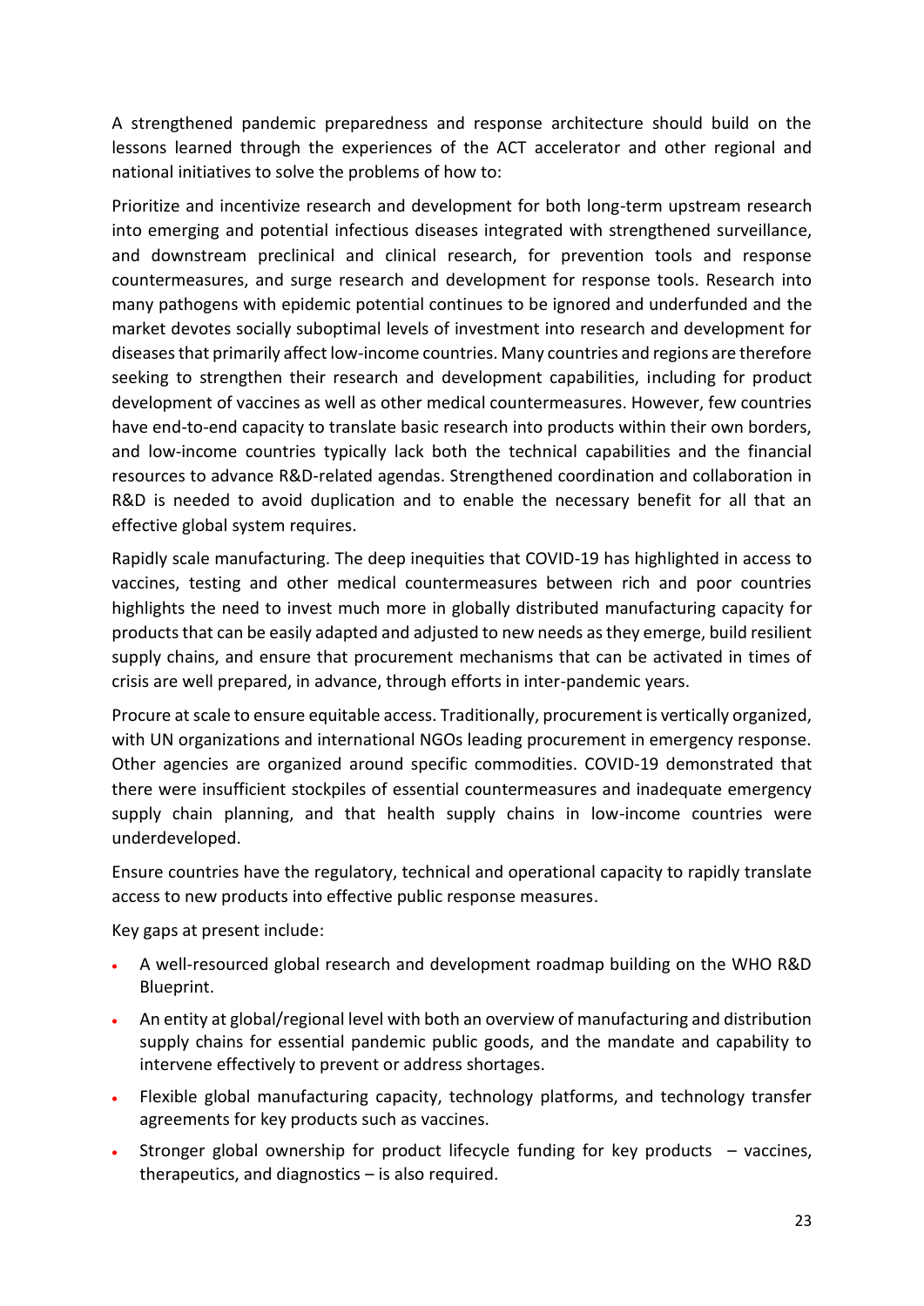A strengthened pandemic preparedness and response architecture should build on the lessons learned through the experiences of the ACT accelerator and other regional and national initiatives to solve the problems of how to:

Prioritize and incentivize research and development for both long-term upstream research into emerging and potential infectious diseases integrated with strengthened surveillance, and downstream preclinical and clinical research, for prevention tools and response countermeasures, and surge research and development for response tools. Research into many pathogens with epidemic potential continues to be ignored and underfunded and the market devotes socially suboptimal levels of investment into research and development for diseases that primarily affect low-income countries. Many countries and regions are therefore seeking to strengthen their research and development capabilities, including for product development of vaccines as well as other medical countermeasures. However, few countries have end-to-end capacity to translate basic research into products within their own borders, and low-income countries typically lack both the technical capabilities and the financial resources to advance R&D-related agendas. Strengthened coordination and collaboration in R&D is needed to avoid duplication and to enable the necessary benefit for all that an effective global system requires.

Rapidly scale manufacturing. The deep inequities that COVID-19 has highlighted in access to vaccines, testing and other medical countermeasures between rich and poor countries highlights the need to invest much more in globally distributed manufacturing capacity for products that can be easily adapted and adjusted to new needs as they emerge, build resilient supply chains, and ensure that procurement mechanisms that can be activated in times of crisis are well prepared, in advance, through efforts in inter-pandemic years.

Procure at scale to ensure equitable access. Traditionally, procurement is vertically organized, with UN organizations and international NGOs leading procurement in emergency response. Other agencies are organized around specific commodities. COVID-19 demonstrated that there were insufficient stockpiles of essential countermeasures and inadequate emergency supply chain planning, and that health supply chains in low-income countries were underdeveloped.

Ensure countries have the regulatory, technical and operational capacity to rapidly translate access to new products into effective public response measures.

Key gaps at present include:

- A well-resourced global research and development roadmap building on the WHO R&D Blueprint.
- An entity at global/regional level with both an overview of manufacturing and distribution supply chains for essential pandemic public goods, and the mandate and capability to intervene effectively to prevent or address shortages.
- Flexible global manufacturing capacity, technology platforms, and technology transfer agreements for key products such as vaccines.
- Stronger global ownership for product lifecycle funding for key products – vaccines, therapeutics, and diagnostics – is also required.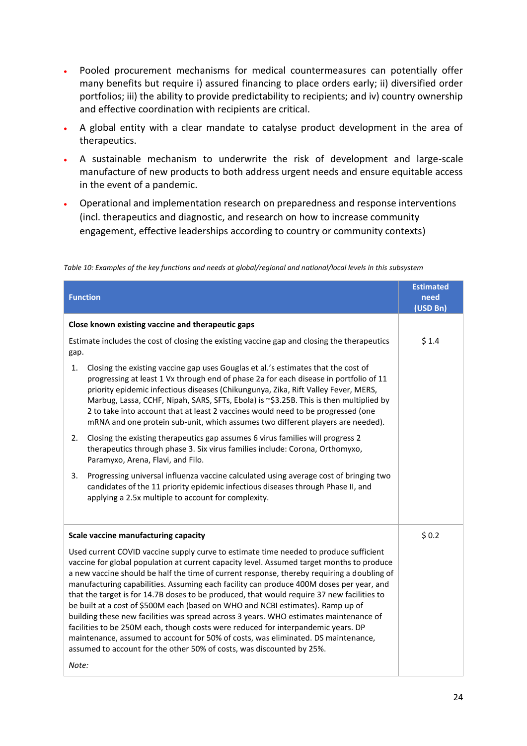- Pooled procurement mechanisms for medical countermeasures can potentially offer many benefits but require i) assured financing to place orders early; ii) diversified order portfolios; iii) the ability to provide predictability to recipients; and iv) country ownership and effective coordination with recipients are critical.
- A global entity with a clear mandate to catalyse product development in the area of therapeutics.
- A sustainable mechanism to underwrite the risk of development and large-scale manufacture of new products to both address urgent needs and ensure equitable access in the event of a pandemic.
- Operational and implementation research on preparedness and response interventions (incl. therapeutics and diagnostic, and research on how to increase community engagement, effective leaderships according to country or community contexts)

*Table 10: Examples of the key functions and needs at global/regional and national/local levels in this subsystem*

| Function | Estimated need (USD Bn) |
|---|---|
| **Close known existing vaccine and therapeutic gaps**<br><br>Estimate includes the cost of closing the existing vaccine gap and closing the therapeutics gap.<br><br>1. Closing the existing vaccine gap uses Gouglas et al.'s estimates that the cost of progressing at least 1 Vx through end of phase 2a for each disease in portfolio of 11 priority epidemic infectious diseases (Chikungunya, Zika, Rift Valley Fever, MERS, Marbug, Lassa, CCHF, Nipah, SARS, SFTs, Ebola) is ~$3.25B. This is then multiplied by 2 to take into account that at least 2 vaccines would need to be progressed (one mRNA and one protein sub-unit, which assumes two different players are needed).<br>2. Closing the existing therapeutics gap assumes 6 virus families will progress 2 therapeutics through phase 3. Six virus families include: Corona, Orthomyxo, Paramyxo, Arena, Flavi, and Filo.<br>3. Progressing universal influenza vaccine calculated using average cost of bringing two candidates of the 11 priority epidemic infectious diseases through Phase II, and applying a 2.5x multiple to account for complexity. | $ 1.4 |
| **Scale vaccine manufacturing capacity**<br><br>Used current COVID vaccine supply curve to estimate time needed to produce sufficient vaccine for global population at current capacity level. Assumed target months to produce a new vaccine should be half the time of current response, thereby requiring a doubling of manufacturing capabilities. Assuming each facility can produce 400M doses per year, and that the target is for 14.7B doses to be produced, that would require 37 new facilities to be built at a cost of $500M each (based on WHO and NCBI estimates). Ramp up of building these new facilities was spread across 3 years. WHO estimates maintenance of facilities to be 250M each, though costs were reduced for interpandemic years. DP maintenance, assumed to account for 50% of costs, was eliminated. DS maintenance, assumed to account for the other 50% of costs, was discounted by 25%.<br><br>*Note:* | $ 0.2 |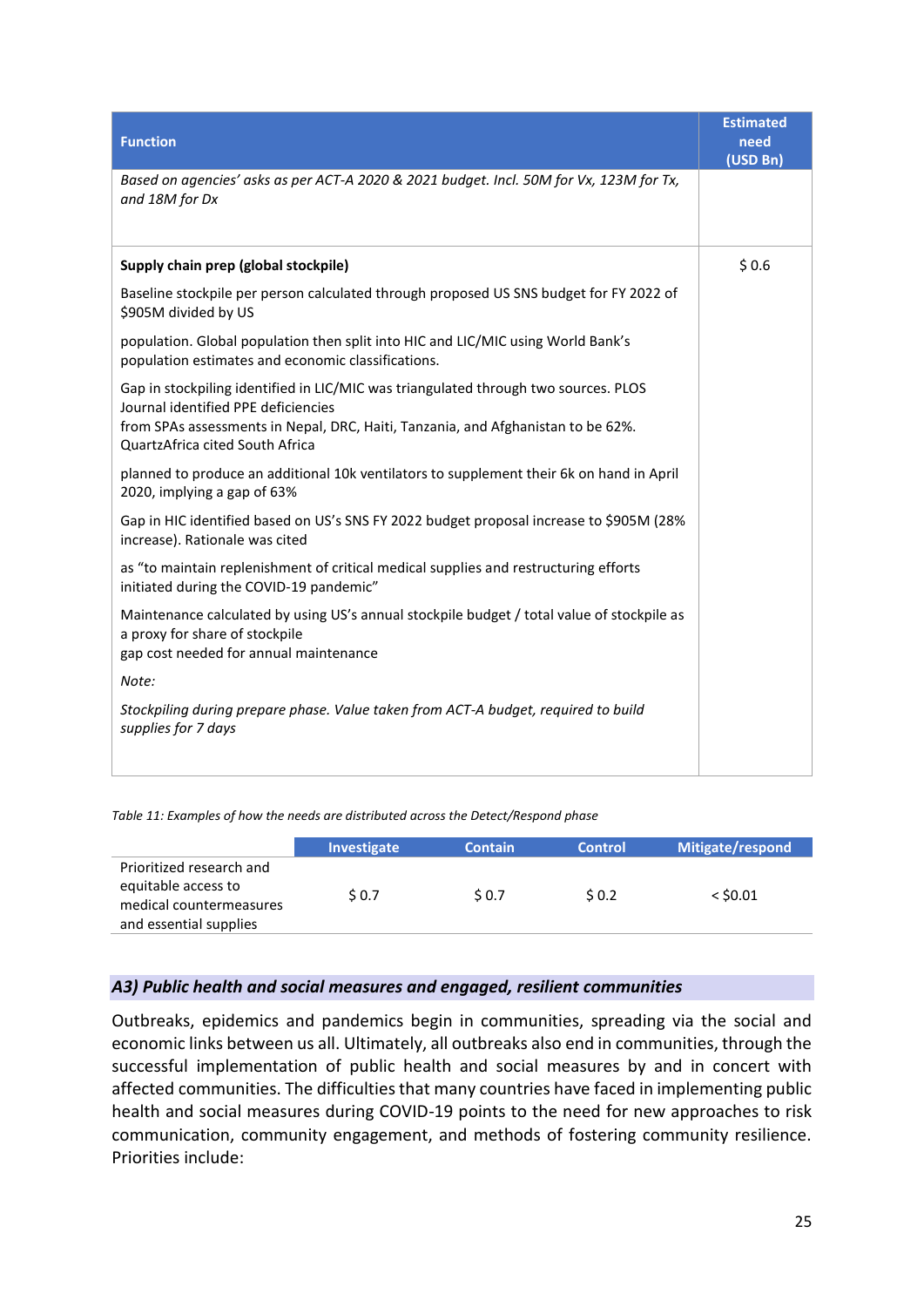| Function | Estimated need (USD Bn) |
| --- | --- |
| *Based on agencies' asks as per ACT-A 2020 & 2021 budget. Incl. 50M for Vx, 123M for Tx, and 18M for Dx* | |
| **Supply chain prep (global stockpile)**<br><br>Baseline stockpile per person calculated through proposed US SNS budget for FY 2022 of $905M divided by US<br><br>population. Global population then split into HIC and LIC/MIC using World Bank's population estimates and economic classifications.<br><br>Gap in stockpiling identified in LIC/MIC was triangulated through two sources. PLOS Journal identified PPE deficiencies from SPAs assessments in Nepal, DRC, Haiti, Tanzania, and Afghanistan to be 62%. QuartzAfrica cited South Africa<br><br>planned to produce an additional 10k ventilators to supplement their 6k on hand in April 2020, implying a gap of 63%<br><br>Gap in HIC identified based on US's SNS FY 2022 budget proposal increase to $905M (28% increase). Rationale was cited<br><br>as "to maintain replenishment of critical medical supplies and restructuring efforts initiated during the COVID-19 pandemic"<br><br>Maintenance calculated by using US's annual stockpile budget / total value of stockpile as a proxy for share of stockpile gap cost needed for annual maintenance<br><br>*Note:*<br><br>*Stockpiling during prepare phase. Value taken from ACT-A budget, required to build supplies for 7 days* | $ 0.6 |

*Table 11: Examples of how the needs are distributed across the Detect/Respond phase*

| | Investigate | Contain | Control | Mitigate/respond |
| --- | --- | --- | --- | --- |
| Prioritized research and equitable access to medical countermeasures and essential supplies | $ 0.7 | $ 0.7 | $ 0.2 | < $0.01 |

### *A3) Public health and social measures and engaged, resilient communities*

Outbreaks, epidemics and pandemics begin in communities, spreading via the social and economic links between us all. Ultimately, all outbreaks also end in communities, through the successful implementation of public health and social measures by and in concert with affected communities. The difficulties that many countries have faced in implementing public health and social measures during COVID-19 points to the need for new approaches to risk communication, community engagement, and methods of fostering community resilience. Priorities include: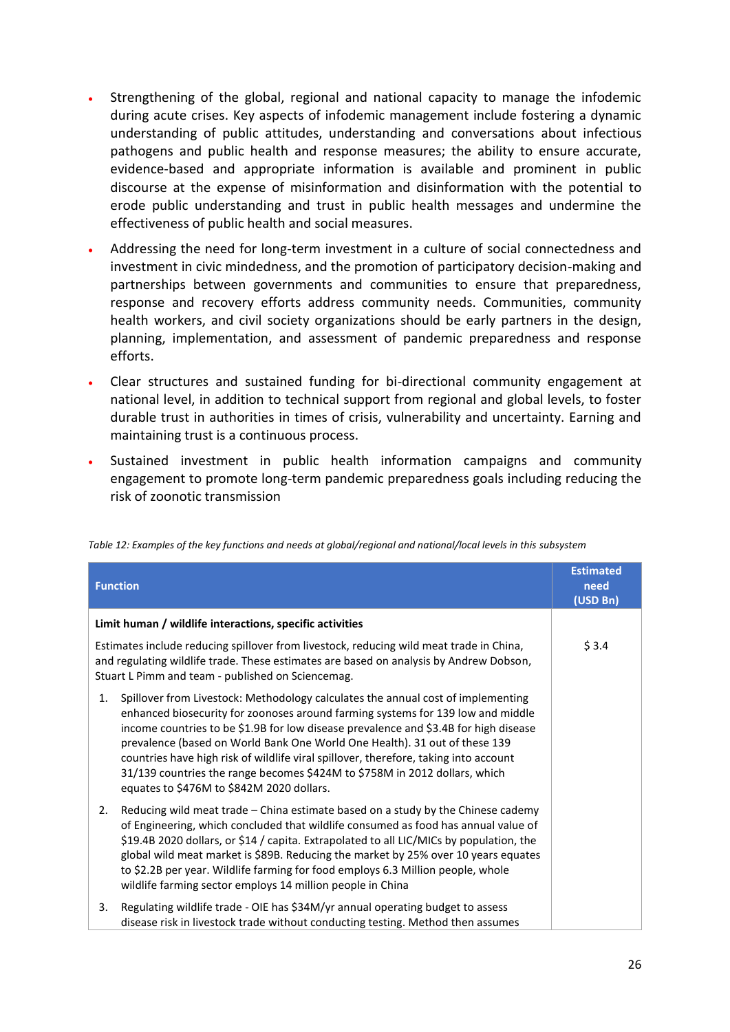- Strengthening of the global, regional and national capacity to manage the infodemic during acute crises. Key aspects of infodemic management include fostering a dynamic understanding of public attitudes, understanding and conversations about infectious pathogens and public health and response measures; the ability to ensure accurate, evidence-based and appropriate information is available and prominent in public discourse at the expense of misinformation and disinformation with the potential to erode public understanding and trust in public health messages and undermine the effectiveness of public health and social measures.
- Addressing the need for long-term investment in a culture of social connectedness and investment in civic mindedness, and the promotion of participatory decision-making and partnerships between governments and communities to ensure that preparedness, response and recovery efforts address community needs. Communities, community health workers, and civil society organizations should be early partners in the design, planning, implementation, and assessment of pandemic preparedness and response efforts.
- Clear structures and sustained funding for bi-directional community engagement at national level, in addition to technical support from regional and global levels, to foster durable trust in authorities in times of crisis, vulnerability and uncertainty. Earning and maintaining trust is a continuous process.
- Sustained investment in public health information campaigns and community engagement to promote long-term pandemic preparedness goals including reducing the risk of zoonotic transmission

*Table 12: Examples of the key functions and needs at global/regional and national/local levels in this subsystem*

| Function | Estimated need (USD Bn) |
|---|---|
| **Limit human / wildlife interactions, specific activities** | |
| Estimates include reducing spillover from livestock, reducing wild meat trade in China, and regulating wildlife trade. These estimates are based on analysis by Andrew Dobson, Stuart L Pimm and team - published on Sciencemag. | $ 3.4 |
| 1. Spillover from Livestock: Methodology calculates the annual cost of implementing enhanced biosecurity for zoonoses around farming systems for 139 low and middle income countries to be $1.9B for low disease prevalence and $3.4B for high disease prevalence (based on World Bank One World One Health). 31 out of these 139 countries have high risk of wildlife viral spillover, therefore, taking into account 31/139 countries the range becomes $424M to $758M in 2012 dollars, which equates to $476M to $842M 2020 dollars. | |
| 2. Reducing wild meat trade – China estimate based on a study by the Chinese cademy of Engineering, which concluded that wildlife consumed as food has annual value of $19.4B 2020 dollars, or $14 / capita. Extrapolated to all LIC/MICs by population, the global wild meat market is $89B. Reducing the market by 25% over 10 years equates to $2.2B per year. Wildlife farming for food employs 6.3 Million people, whole wildlife farming sector employs 14 million people in China | |
| 3. Regulating wildlife trade - OIE has $34M/yr annual operating budget to assess disease risk in livestock trade without conducting testing. Method then assumes | |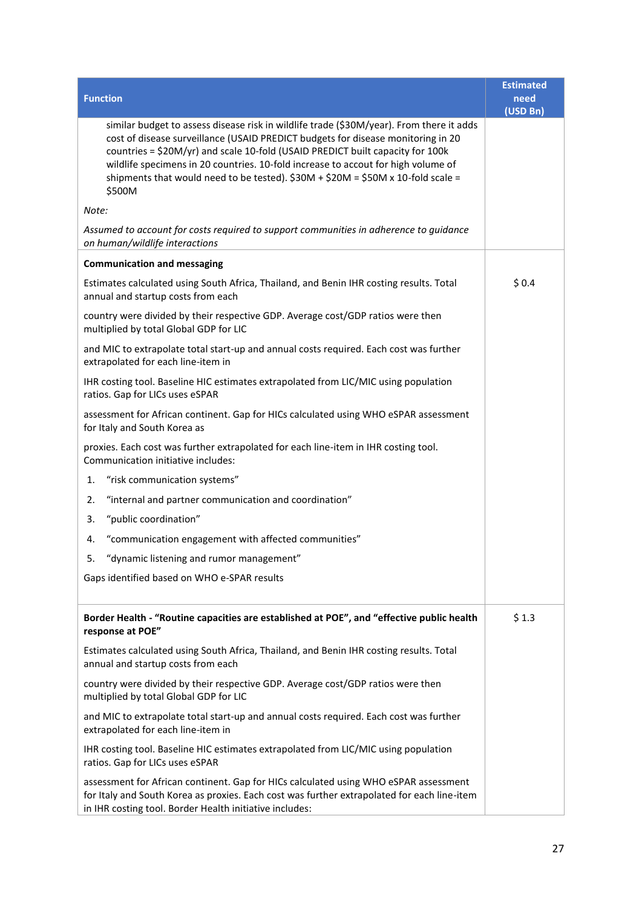| Function | Estimated need (USD Bn) |
| --- | --- |
| similar budget to assess disease risk in wildlife trade ($30M/year). From there it adds cost of disease surveillance (USAID PREDICT budgets for disease monitoring in 20 countries = $20M/yr) and scale 10-fold (USAID PREDICT built capacity for 100k wildlife specimens in 20 countries. 10-fold increase to accout for high volume of shipments that would need to be tested). $30M + $20M = $50M x 10-fold scale = $500M<br><br>*Note:*<br><br>*Assumed to account for costs required to support communities in adherence to guidance on human/wildlife interactions* | |
| **Communication and messaging**<br><br>Estimates calculated using South Africa, Thailand, and Benin IHR costing results. Total annual and startup costs from each<br><br>country were divided by their respective GDP. Average cost/GDP ratios were then multiplied by total Global GDP for LIC<br><br>and MIC to extrapolate total start-up and annual costs required. Each cost was further extrapolated for each line-item in<br><br>IHR costing tool. Baseline HIC estimates extrapolated from LIC/MIC using population ratios. Gap for LICs uses eSPAR<br><br>assessment for African continent. Gap for HICs calculated using WHO eSPAR assessment for Italy and South Korea as<br><br>proxies. Each cost was further extrapolated for each line-item in IHR costing tool. Communication initiative includes:<br><br>1. "risk communication systems"<br>2. "internal and partner communication and coordination"<br>3. "public coordination"<br>4. "communication engagement with affected communities"<br>5. "dynamic listening and rumor management"<br><br>Gaps identified based on WHO e-SPAR results | $ 0.4 |
| **Border Health - "Routine capacities are established at POE", and "effective public health response at POE"**<br><br>Estimates calculated using South Africa, Thailand, and Benin IHR costing results. Total annual and startup costs from each<br><br>country were divided by their respective GDP. Average cost/GDP ratios were then multiplied by total Global GDP for LIC<br><br>and MIC to extrapolate total start-up and annual costs required. Each cost was further extrapolated for each line-item in<br><br>IHR costing tool. Baseline HIC estimates extrapolated from LIC/MIC using population ratios. Gap for LICs uses eSPAR<br><br>assessment for African continent. Gap for HICs calculated using WHO eSPAR assessment for Italy and South Korea as proxies. Each cost was further extrapolated for each line-item in IHR costing tool. Border Health initiative includes: | $ 1.3 |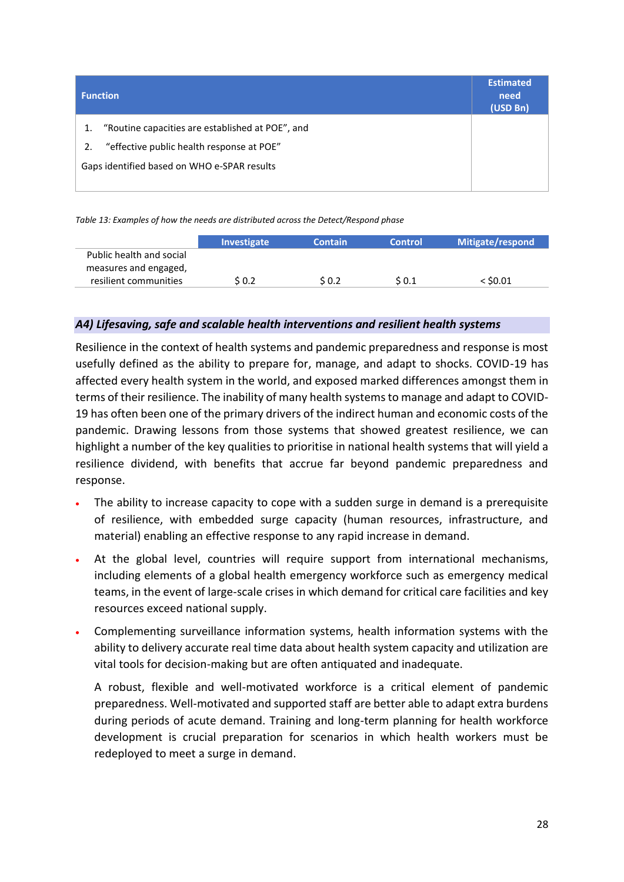| Function | Estimated need (USD Bn) |
| --- | --- |
| 1. "Routine capacities are established at POE", and<br>2. "effective public health response at POE"<br>Gaps identified based on WHO e-SPAR results | |

*Table 13: Examples of how the needs are distributed across the Detect/Respond phase*

| | Investigate | Contain | Control | Mitigate/respond |
| --- | --- | --- | --- | --- |
| Public health and social measures and engaged, resilient communities | $ 0.2 | $ 0.2 | $ 0.1 | < $0.01 |

### *A4) Lifesaving, safe and scalable health interventions and resilient health systems*

Resilience in the context of health systems and pandemic preparedness and response is most usefully defined as the ability to prepare for, manage, and adapt to shocks. COVID-19 has affected every health system in the world, and exposed marked differences amongst them in terms of their resilience. The inability of many health systems to manage and adapt to COVID-19 has often been one of the primary drivers of the indirect human and economic costs of the pandemic. Drawing lessons from those systems that showed greatest resilience, we can highlight a number of the key qualities to prioritise in national health systems that will yield a resilience dividend, with benefits that accrue far beyond pandemic preparedness and response.

- The ability to increase capacity to cope with a sudden surge in demand is a prerequisite of resilience, with embedded surge capacity (human resources, infrastructure, and material) enabling an effective response to any rapid increase in demand.
- At the global level, countries will require support from international mechanisms, including elements of a global health emergency workforce such as emergency medical teams, in the event of large-scale crises in which demand for critical care facilities and key resources exceed national supply.
- Complementing surveillance information systems, health information systems with the ability to delivery accurate real time data about health system capacity and utilization are vital tools for decision-making but are often antiquated and inadequate.

  A robust, flexible and well-motivated workforce is a critical element of pandemic preparedness. Well-motivated and supported staff are better able to adapt extra burdens during periods of acute demand. Training and long-term planning for health workforce development is crucial preparation for scenarios in which health workers must be redeployed to meet a surge in demand.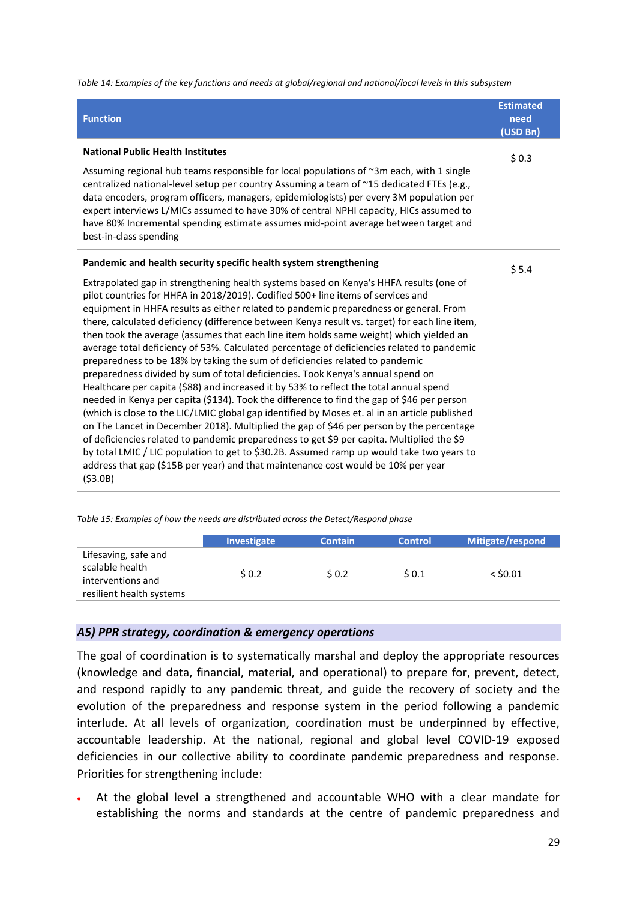*Table 14: Examples of the key functions and needs at global/regional and national/local levels in this subsystem*

| Function | Estimated need (USD Bn) |
|---|---|
| **National Public Health Institutes**<br><br>Assuming regional hub teams responsible for local populations of ~3m each, with 1 single centralized national-level setup per country Assuming a team of ~15 dedicated FTEs (e.g., data encoders, program officers, managers, epidemiologists) per every 3M population per expert interviews L/MICs assumed to have 30% of central NPHI capacity, HICs assumed to have 80% Incremental spending estimate assumes mid-point average between target and best-in-class spending | $ 0.3 |
| **Pandemic and health security specific health system strengthening**<br><br>Extrapolated gap in strengthening health systems based on Kenya's HHFA results (one of pilot countries for HHFA in 2018/2019). Codified 500+ line items of services and equipment in HHFA results as either related to pandemic preparedness or general. From there, calculated deficiency (difference between Kenya result vs. target) for each line item, then took the average (assumes that each line item holds same weight) which yielded an average total deficiency of 53%. Calculated percentage of deficiencies related to pandemic preparedness to be 18% by taking the sum of deficiencies related to pandemic preparedness divided by sum of total deficiencies. Took Kenya's annual spend on Healthcare per capita ($88) and increased it by 53% to reflect the total annual spend needed in Kenya per capita ($134). Took the difference to find the gap of $46 per person (which is close to the LIC/LMIC global gap identified by Moses et. al in an article published on The Lancet in December 2018). Multiplied the gap of $46 per person by the percentage of deficiencies related to pandemic preparedness to get $9 per capita. Multiplied the $9 by total LMIC / LIC population to get to $30.2B. Assumed ramp up would take two years to address that gap ($15B per year) and that maintenance cost would be 10% per year ($3.0B) | $ 5.4 |

*Table 15: Examples of how the needs are distributed across the Detect/Respond phase*

| | Investigate | Contain | Control | Mitigate/respond |
|---|---|---|---|---|
| Lifesaving, safe and scalable health interventions and resilient health systems | $ 0.2 | $ 0.2 | $ 0.1 | < $0.01 |

### *A5) PPR strategy, coordination & emergency operations*

The goal of coordination is to systematically marshal and deploy the appropriate resources (knowledge and data, financial, material, and operational) to prepare for, prevent, detect, and respond rapidly to any pandemic threat, and guide the recovery of society and the evolution of the preparedness and response system in the period following a pandemic interlude. At all levels of organization, coordination must be underpinned by effective, accountable leadership. At the national, regional and global level COVID-19 exposed deficiencies in our collective ability to coordinate pandemic preparedness and response. Priorities for strengthening include:

- At the global level a strengthened and accountable WHO with a clear mandate for establishing the norms and standards at the centre of pandemic preparedness and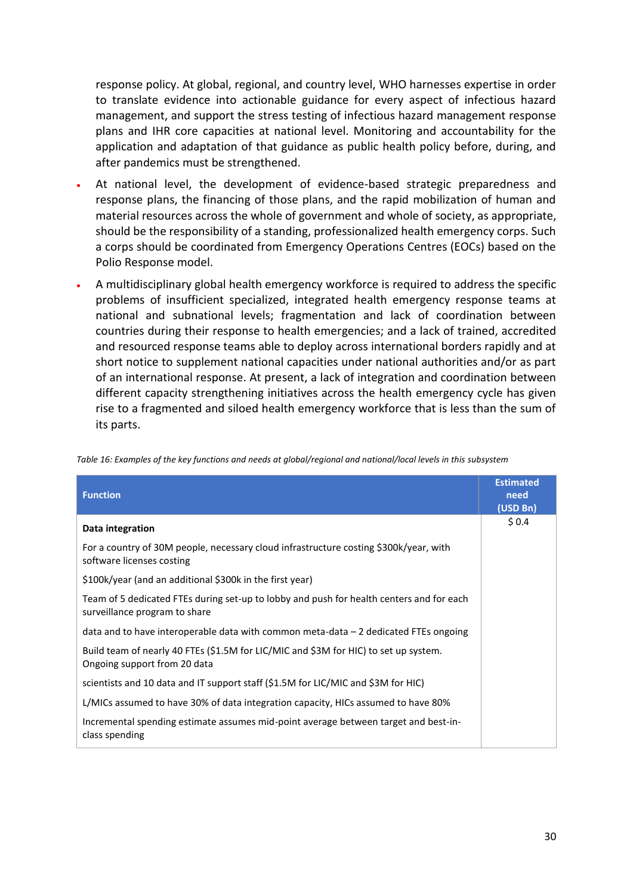response policy. At global, regional, and country level, WHO harnesses expertise in order to translate evidence into actionable guidance for every aspect of infectious hazard management, and support the stress testing of infectious hazard management response plans and IHR core capacities at national level. Monitoring and accountability for the application and adaptation of that guidance as public health policy before, during, and after pandemics must be strengthened.

- At national level, the development of evidence-based strategic preparedness and response plans, the financing of those plans, and the rapid mobilization of human and material resources across the whole of government and whole of society, as appropriate, should be the responsibility of a standing, professionalized health emergency corps. Such a corps should be coordinated from Emergency Operations Centres (EOCs) based on the Polio Response model.
- A multidisciplinary global health emergency workforce is required to address the specific problems of insufficient specialized, integrated health emergency response teams at national and subnational levels; fragmentation and lack of coordination between countries during their response to health emergencies; and a lack of trained, accredited and resourced response teams able to deploy across international borders rapidly and at short notice to supplement national capacities under national authorities and/or as part of an international response. At present, a lack of integration and coordination between different capacity strengthening initiatives across the health emergency cycle has given rise to a fragmented and siloed health emergency workforce that is less than the sum of its parts.

*Table 16: Examples of the key functions and needs at global/regional and national/local levels in this subsystem*

| Function | Estimated need (USD Bn) |
|---|---|
| **Data integration**<br><br>For a country of 30M people, necessary cloud infrastructure costing $300k/year, with software licenses costing<br><br>$100k/year (and an additional $300k in the first year)<br><br>Team of 5 dedicated FTEs during set-up to lobby and push for health centers and for each surveillance program to share<br><br>data and to have interoperable data with common meta-data – 2 dedicated FTEs ongoing<br><br>Build team of nearly 40 FTEs ($1.5M for LIC/MIC and $3M for HIC) to set up system. Ongoing support from 20 data<br><br>scientists and 10 data and IT support staff ($1.5M for LIC/MIC and $3M for HIC)<br><br>L/MICs assumed to have 30% of data integration capacity, HICs assumed to have 80%<br><br>Incremental spending estimate assumes mid-point average between target and best-in-class spending | $ 0.4 |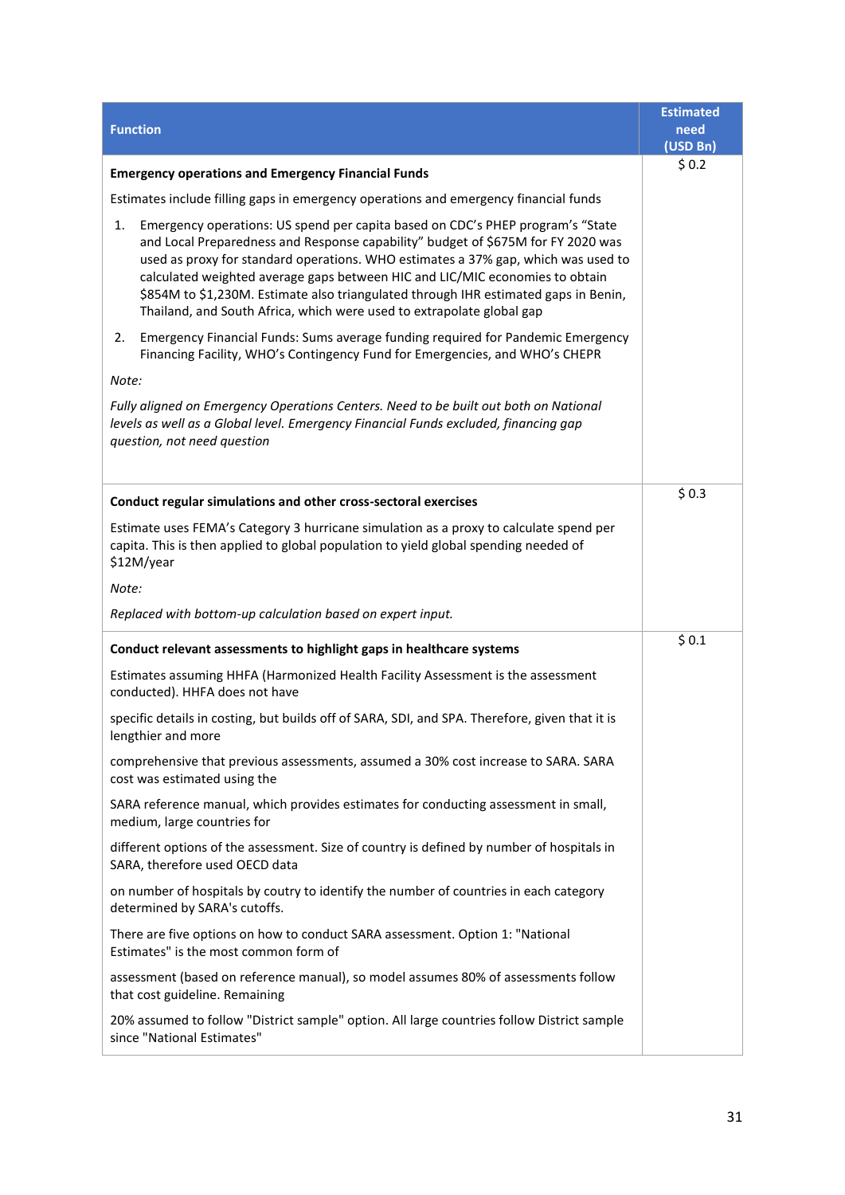| Function | Estimated need (USD Bn) |
|---|---|
| **Emergency operations and Emergency Financial Funds**<br><br>Estimates include filling gaps in emergency operations and emergency financial funds<br><br>1. Emergency operations: US spend per capita based on CDC's PHEP program's "State and Local Preparedness and Response capability" budget of $675M for FY 2020 was used as proxy for standard operations. WHO estimates a 37% gap, which was used to calculated weighted average gaps between HIC and LIC/MIC economies to obtain $854M to $1,230M. Estimate also triangulated through IHR estimated gaps in Benin, Thailand, and South Africa, which were used to extrapolate global gap<br>2. Emergency Financial Funds: Sums average funding required for Pandemic Emergency Financing Facility, WHO's Contingency Fund for Emergencies, and WHO's CHEPR<br><br>*Note:*<br><br>*Fully aligned on Emergency Operations Centers. Need to be built out both on National levels as well as a Global level. Emergency Financial Funds excluded, financing gap question, not need question* | $ 0.2 |
| **Conduct regular simulations and other cross-sectoral exercises**<br><br>Estimate uses FEMA's Category 3 hurricane simulation as a proxy to calculate spend per capita. This is then applied to global population to yield global spending needed of $12M/year<br><br>*Note:*<br><br>*Replaced with bottom-up calculation based on expert input.* | $ 0.3 |
| **Conduct relevant assessments to highlight gaps in healthcare systems**<br><br>Estimates assuming HHFA (Harmonized Health Facility Assessment is the assessment conducted). HHFA does not have<br><br>specific details in costing, but builds off of SARA, SDI, and SPA. Therefore, given that it is lengthier and more<br><br>comprehensive that previous assessments, assumed a 30% cost increase to SARA. SARA cost was estimated using the<br><br>SARA reference manual, which provides estimates for conducting assessment in small, medium, large countries for<br><br>different options of the assessment. Size of country is defined by number of hospitals in SARA, therefore used OECD data<br><br>on number of hospitals by coutry to identify the number of countries in each category determined by SARA's cutoffs.<br><br>There are five options on how to conduct SARA assessment. Option 1: "National Estimates" is the most common form of<br><br>assessment (based on reference manual), so model assumes 80% of assessments follow that cost guideline. Remaining<br><br>20% assumed to follow "District sample" option. All large countries follow District sample since "National Estimates" | $ 0.1 |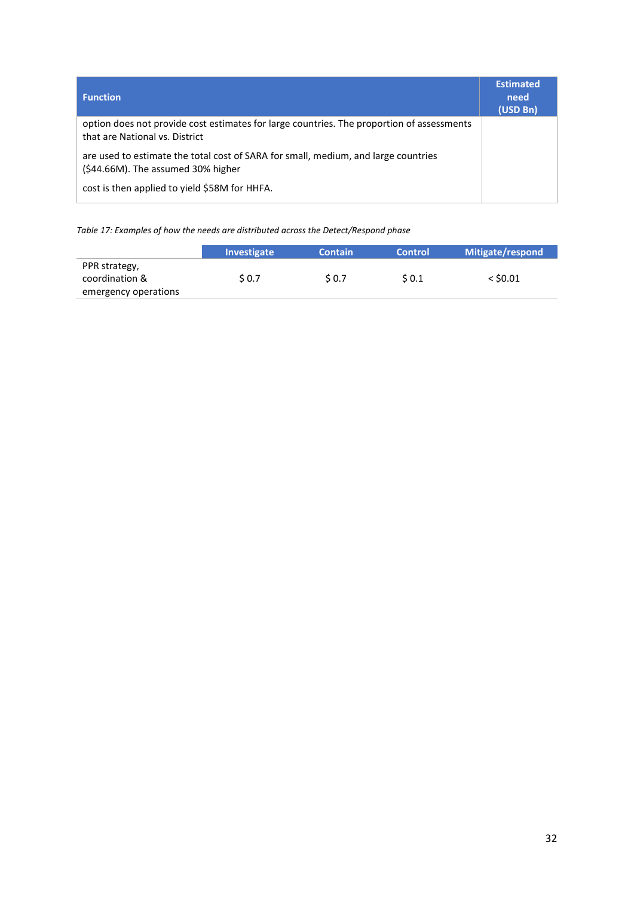| Function | Estimated need (USD Bn) |
|---|---|
| option does not provide cost estimates for large countries. The proportion of assessments that are National vs. District<br><br>are used to estimate the total cost of SARA for small, medium, and large countries ($44.66M). The assumed 30% higher<br><br>cost is then applied to yield $58M for HHFA. | |

*Table 17: Examples of how the needs are distributed across the Detect/Respond phase*

| | Investigate | Contain | Control | Mitigate/respond |
|---|---|---|---|---|
| PPR strategy, coordination & emergency operations | $ 0.7 | $ 0.7 | $ 0.1 | < $0.01 |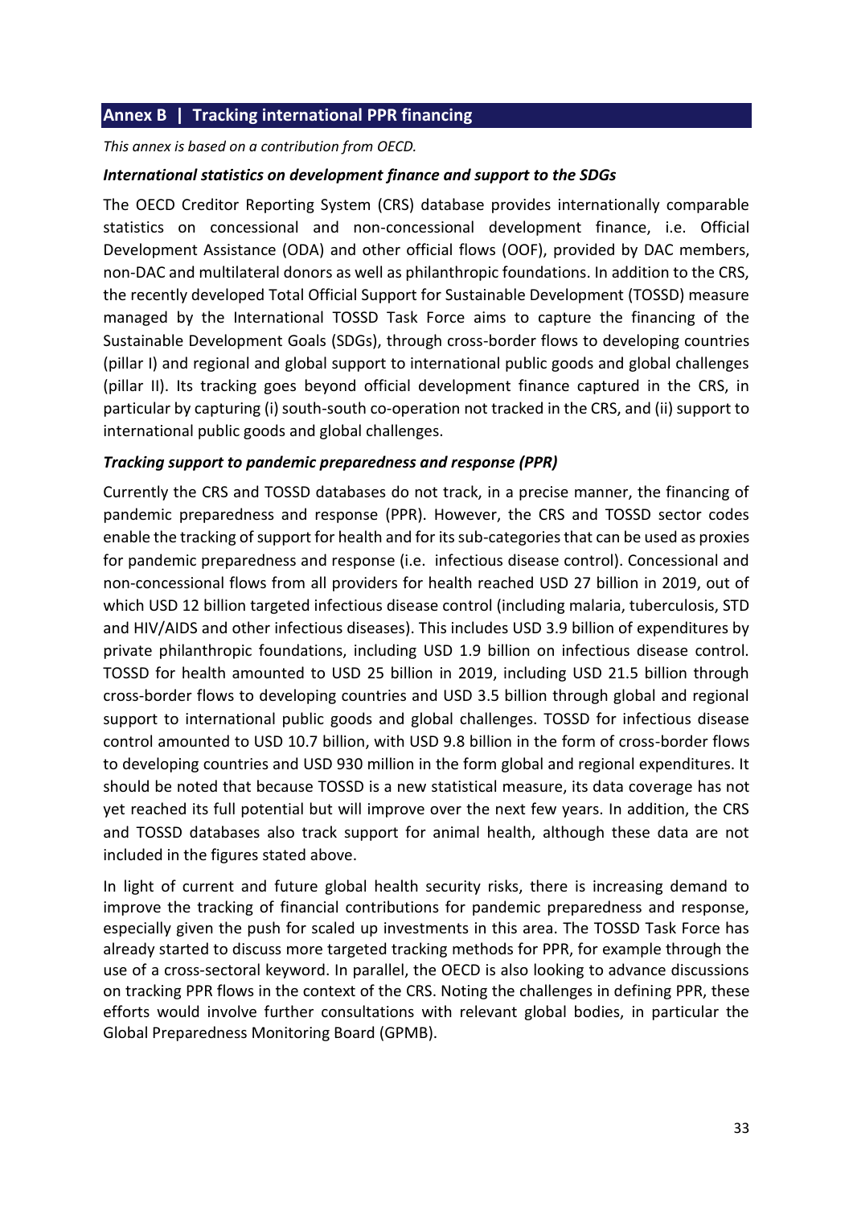## Annex B | Tracking international PPR financing

*This annex is based on a contribution from OECD.*

***International statistics on development finance and support to the SDGs***

The OECD Creditor Reporting System (CRS) database provides internationally comparable statistics on concessional and non-concessional development finance, i.e. Official Development Assistance (ODA) and other official flows (OOF), provided by DAC members, non-DAC and multilateral donors as well as philanthropic foundations. In addition to the CRS, the recently developed Total Official Support for Sustainable Development (TOSSD) measure managed by the International TOSSD Task Force aims to capture the financing of the Sustainable Development Goals (SDGs), through cross-border flows to developing countries (pillar I) and regional and global support to international public goods and global challenges (pillar II). Its tracking goes beyond official development finance captured in the CRS, in particular by capturing (i) south-south co-operation not tracked in the CRS, and (ii) support to international public goods and global challenges.

***Tracking support to pandemic preparedness and response (PPR)***

Currently the CRS and TOSSD databases do not track, in a precise manner, the financing of pandemic preparedness and response (PPR). However, the CRS and TOSSD sector codes enable the tracking of support for health and for its sub-categories that can be used as proxies for pandemic preparedness and response (i.e. infectious disease control). Concessional and non-concessional flows from all providers for health reached USD 27 billion in 2019, out of which USD 12 billion targeted infectious disease control (including malaria, tuberculosis, STD and HIV/AIDS and other infectious diseases). This includes USD 3.9 billion of expenditures by private philanthropic foundations, including USD 1.9 billion on infectious disease control. TOSSD for health amounted to USD 25 billion in 2019, including USD 21.5 billion through cross-border flows to developing countries and USD 3.5 billion through global and regional support to international public goods and global challenges. TOSSD for infectious disease control amounted to USD 10.7 billion, with USD 9.8 billion in the form of cross-border flows to developing countries and USD 930 million in the form global and regional expenditures. It should be noted that because TOSSD is a new statistical measure, its data coverage has not yet reached its full potential but will improve over the next few years. In addition, the CRS and TOSSD databases also track support for animal health, although these data are not included in the figures stated above.

In light of current and future global health security risks, there is increasing demand to improve the tracking of financial contributions for pandemic preparedness and response, especially given the push for scaled up investments in this area. The TOSSD Task Force has already started to discuss more targeted tracking methods for PPR, for example through the use of a cross-sectoral keyword. In parallel, the OECD is also looking to advance discussions on tracking PPR flows in the context of the CRS. Noting the challenges in defining PPR, these efforts would involve further consultations with relevant global bodies, in particular the Global Preparedness Monitoring Board (GPMB).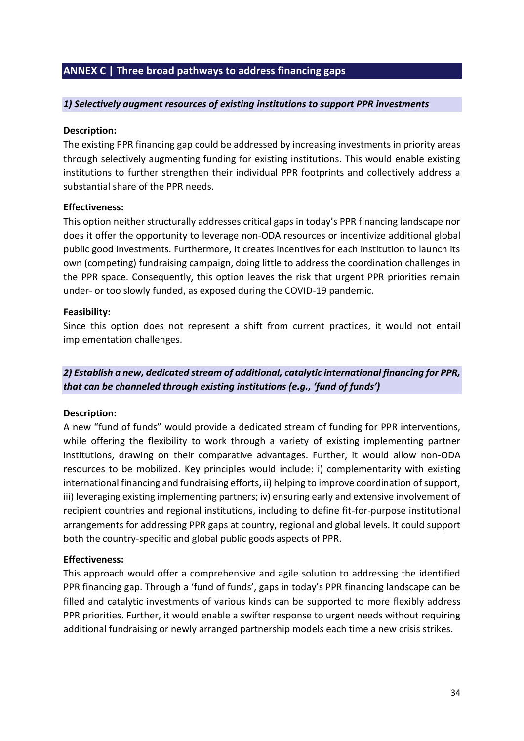## ANNEX C | Three broad pathways to address financing gaps

### *1) Selectively augment resources of existing institutions to support PPR investments*

**Description:**

The existing PPR financing gap could be addressed by increasing investments in priority areas through selectively augmenting funding for existing institutions. This would enable existing institutions to further strengthen their individual PPR footprints and collectively address a substantial share of the PPR needs.

**Effectiveness:**

This option neither structurally addresses critical gaps in today's PPR financing landscape nor does it offer the opportunity to leverage non-ODA resources or incentivize additional global public good investments. Furthermore, it creates incentives for each institution to launch its own (competing) fundraising campaign, doing little to address the coordination challenges in the PPR space. Consequently, this option leaves the risk that urgent PPR priorities remain under- or too slowly funded, as exposed during the COVID-19 pandemic.

**Feasibility:**

Since this option does not represent a shift from current practices, it would not entail implementation challenges.

### *2) Establish a new, dedicated stream of additional, catalytic international financing for PPR, that can be channeled through existing institutions (e.g., 'fund of funds')*

**Description:**

A new "fund of funds" would provide a dedicated stream of funding for PPR interventions, while offering the flexibility to work through a variety of existing implementing partner institutions, drawing on their comparative advantages. Further, it would allow non-ODA resources to be mobilized. Key principles would include: i) complementarity with existing international financing and fundraising efforts, ii) helping to improve coordination of support, iii) leveraging existing implementing partners; iv) ensuring early and extensive involvement of recipient countries and regional institutions, including to define fit-for-purpose institutional arrangements for addressing PPR gaps at country, regional and global levels. It could support both the country-specific and global public goods aspects of PPR.

**Effectiveness:**

This approach would offer a comprehensive and agile solution to addressing the identified PPR financing gap. Through a 'fund of funds', gaps in today's PPR financing landscape can be filled and catalytic investments of various kinds can be supported to more flexibly address PPR priorities. Further, it would enable a swifter response to urgent needs without requiring additional fundraising or newly arranged partnership models each time a new crisis strikes.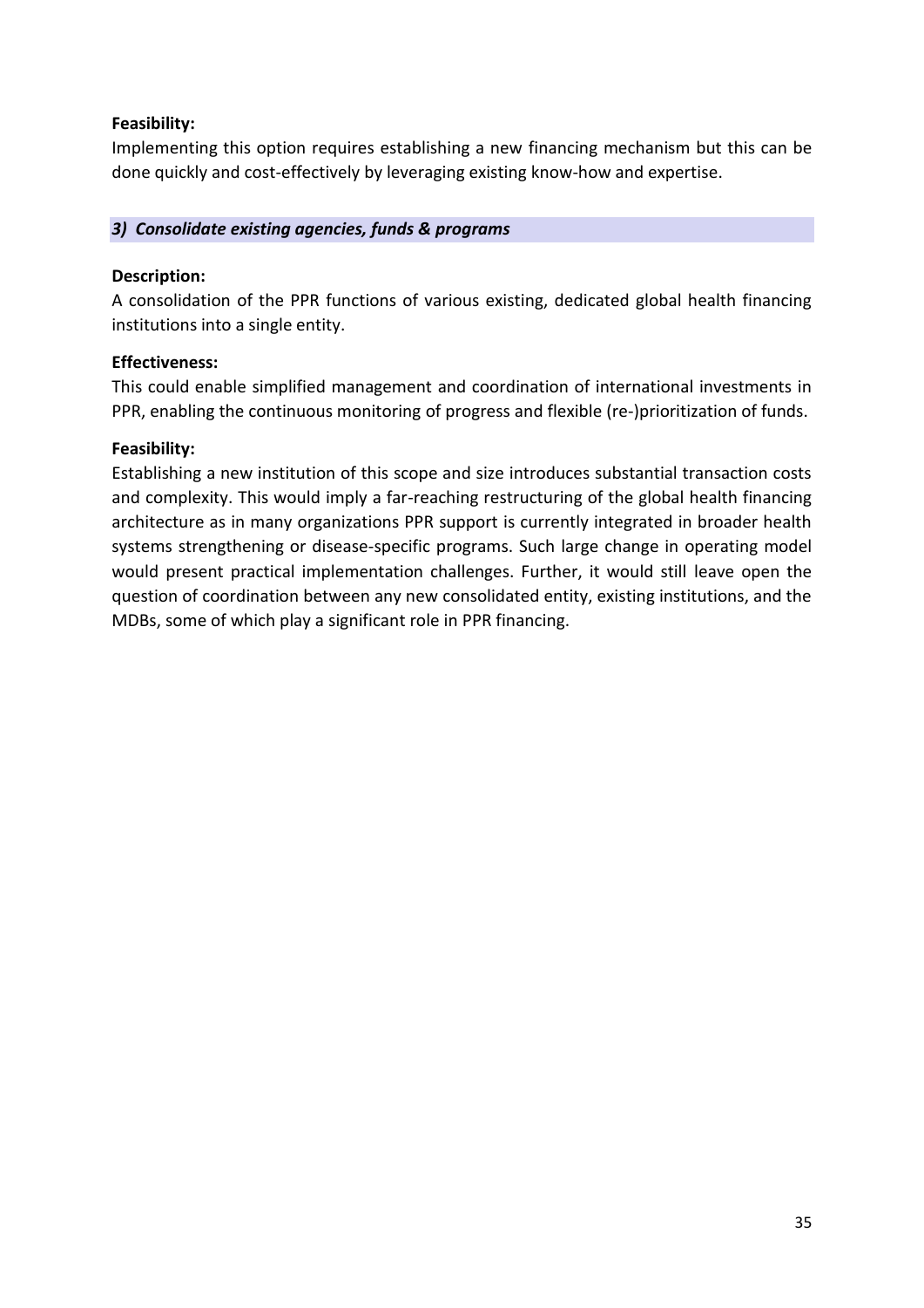**Feasibility:**

Implementing this option requires establishing a new financing mechanism but this can be done quickly and cost-effectively by leveraging existing know-how and expertise.

### *3) Consolidate existing agencies, funds & programs*

**Description:**

A consolidation of the PPR functions of various existing, dedicated global health financing institutions into a single entity.

**Effectiveness:**

This could enable simplified management and coordination of international investments in PPR, enabling the continuous monitoring of progress and flexible (re-)prioritization of funds.

**Feasibility:**

Establishing a new institution of this scope and size introduces substantial transaction costs and complexity. This would imply a far-reaching restructuring of the global health financing architecture as in many organizations PPR support is currently integrated in broader health systems strengthening or disease-specific programs. Such large change in operating model would present practical implementation challenges. Further, it would still leave open the question of coordination between any new consolidated entity, existing institutions, and the MDBs, some of which play a significant role in PPR financing.